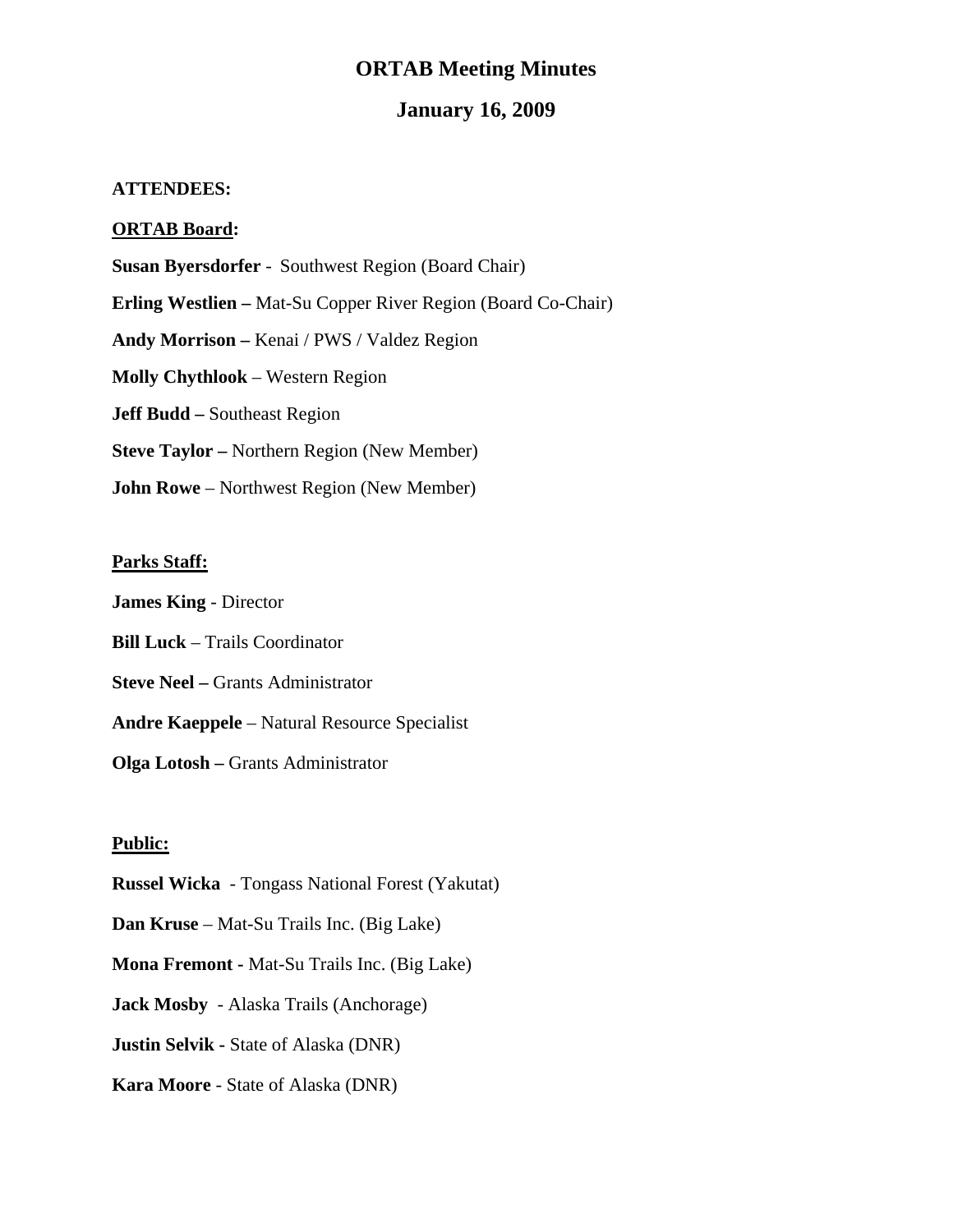# ORTAB Meeting Minutes

## January 16, 2009

**ATTENDEES:**

**ORTAB Board:**

**Susan Byersdorfer** - Southwest Region (Board Chair)

**Erling Westlien –** Mat-Su Copper River Region (Board Co-Chair)

**Andy Morrison –** Kenai / PWS / Valdez Region

**Molly Chythlook** – Western Region

**Jeff Budd –** Southeast Region

**Steve Taylor –** Northern Region (New Member)

**John Rowe** – Northwest Region (New Member)

**Parks Staff:**

**James King** - Director

**Bill Luck** – Trails Coordinator

**Steve Neel –** Grants Administrator

**Andre Kaeppele** – Natural Resource Specialist

**Olga Lotosh –** Grants Administrator

**Public:**

**Russel Wicka** - Tongass National Forest (Yakutat)

**Dan Kruse** – Mat-Su Trails Inc. (Big Lake)

**Mona Fremont -** Mat-Su Trails Inc. (Big Lake)

**Jack Mosby** - Alaska Trails (Anchorage)

**Justin Selvik -** State of Alaska (DNR)

**Kara Moore** - State of Alaska (DNR)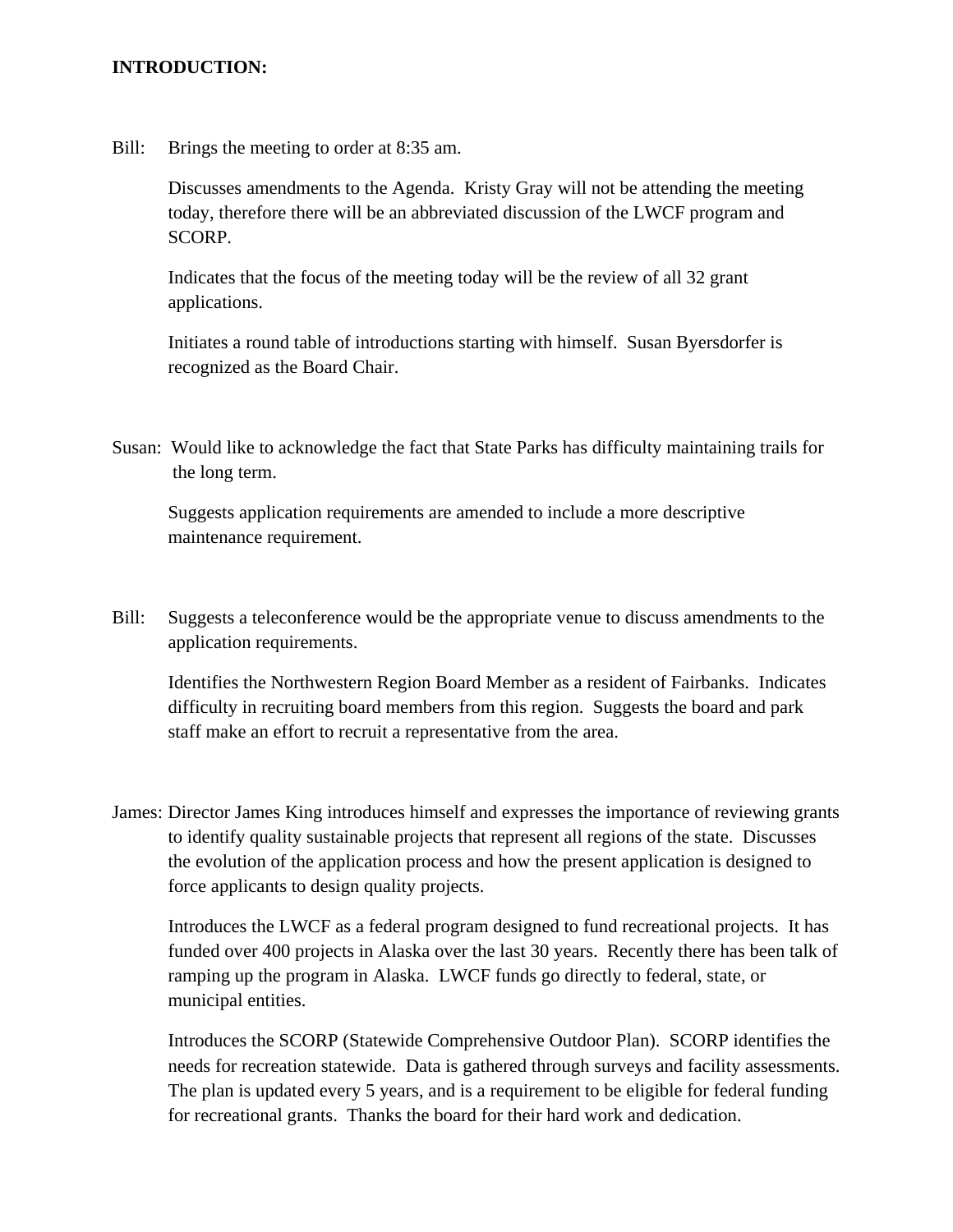**INTRODUCTION:**

Bill: Brings the meeting to order at 8:35 am.

Discusses amendments to the Agenda. Kristy Gray will not be attending the meeting today, therefore there will be an abbreviated discussion of the LWCF program and SCORP.

Indicates that the focus of the meeting today will be the review of all 32 grant applications.

Initiates a round table of introductions starting with himself. Susan Byersdorfer is recognized as the Board Chair.

Susan: Would like to acknowledge the fact that State Parks has difficulty maintaining trails for the long term.

Suggests application requirements are amended to include a more descriptive maintenance requirement.

Bill: Suggests a teleconference would be the appropriate venue to discuss amendments to the application requirements.

Identifies the Northwestern Region Board Member as a resident of Fairbanks. Indicates difficulty in recruiting board members from this region. Suggests the board and park staff make an effort to recruit a representative from the area.

James: Director James King introduces himself and expresses the importance of reviewing grants to identify quality sustainable projects that represent all regions of the state. Discusses the evolution of the application process and how the present application is designed to force applicants to design quality projects.

Introduces the LWCF as a federal program designed to fund recreational projects. It has funded over 400 projects in Alaska over the last 30 years. Recently there has been talk of ramping up the program in Alaska. LWCF funds go directly to federal, state, or municipal entities.

Introduces the SCORP (Statewide Comprehensive Outdoor Plan). SCORP identifies the needs for recreation statewide. Data is gathered through surveys and facility assessments. The plan is updated every 5 years, and is a requirement to be eligible for federal funding for recreational grants. Thanks the board for their hard work and dedication.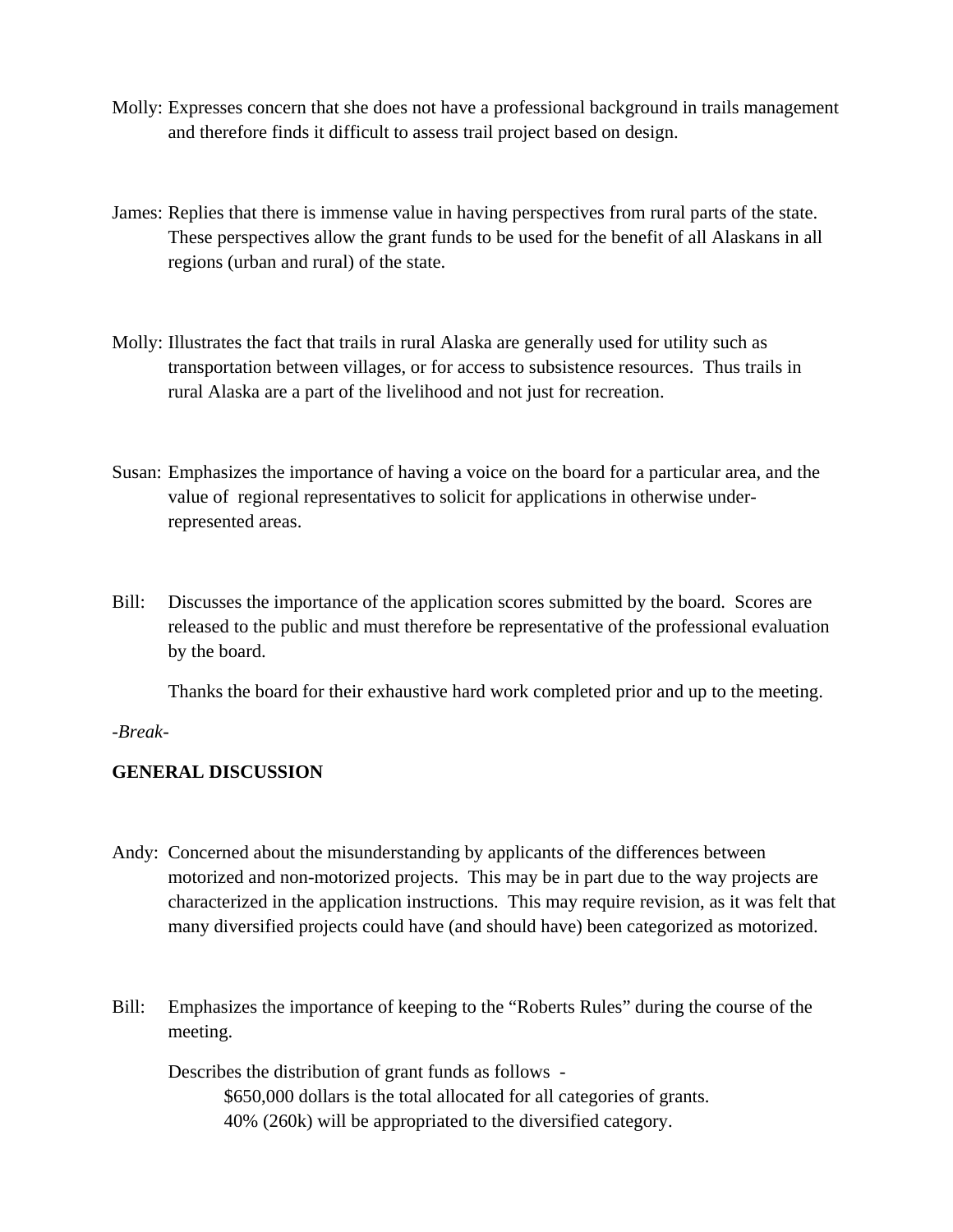Molly: Expresses concern that she does not have a professional background in trails management and therefore finds it difficult to assess trail project based on design.

James: Replies that there is immense value in having perspectives from rural parts of the state. These perspectives allow the grant funds to be used for the benefit of all Alaskans in all regions (urban and rural) of the state.

Molly: Illustrates the fact that trails in rural Alaska are generally used for utility such as transportation between villages, or for access to subsistence resources. Thus trails in rural Alaska are a part of the livelihood and not just for recreation.

Susan: Emphasizes the importance of having a voice on the board for a particular area, and the value of regional representatives to solicit for applications in otherwise under-represented areas.

Bill: Discusses the importance of the application scores submitted by the board. Scores are released to the public and must therefore be representative of the professional evaluation by the board.

Thanks the board for their exhaustive hard work completed prior and up to the meeting.

*-Break-*

**GENERAL DISCUSSION**

Andy: Concerned about the misunderstanding by applicants of the differences between motorized and non-motorized projects. This may be in part due to the way projects are characterized in the application instructions. This may require revision, as it was felt that many diversified projects could have (and should have) been categorized as motorized.

Bill: Emphasizes the importance of keeping to the "Roberts Rules" during the course of the meeting.

Describes the distribution of grant funds as follows -

$650,000 dollars is the total allocated for all categories of grants.
40% (260k) will be appropriated to the diversified category.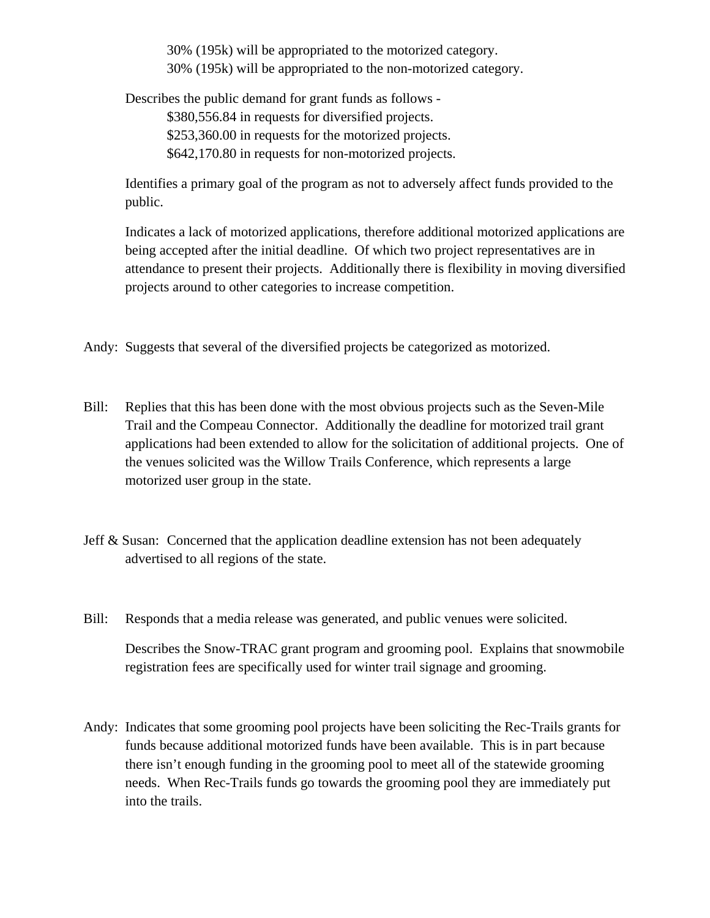30% (195k) will be appropriated to the motorized category.
30% (195k) will be appropriated to the non-motorized category.

Describes the public demand for grant funds as follows -
$380,556.84 in requests for diversified projects.
$253,360.00 in requests for the motorized projects.
$642,170.80 in requests for non-motorized projects.

Identifies a primary goal of the program as not to adversely affect funds provided to the public.

Indicates a lack of motorized applications, therefore additional motorized applications are being accepted after the initial deadline. Of which two project representatives are in attendance to present their projects. Additionally there is flexibility in moving diversified projects around to other categories to increase competition.

Andy: Suggests that several of the diversified projects be categorized as motorized.

Bill: Replies that this has been done with the most obvious projects such as the Seven-Mile Trail and the Compeau Connector. Additionally the deadline for motorized trail grant applications had been extended to allow for the solicitation of additional projects. One of the venues solicited was the Willow Trails Conference, which represents a large motorized user group in the state.

Jeff & Susan: Concerned that the application deadline extension has not been adequately advertised to all regions of the state.

Bill: Responds that a media release was generated, and public venues were solicited.

Describes the Snow-TRAC grant program and grooming pool. Explains that snowmobile registration fees are specifically used for winter trail signage and grooming.

Andy: Indicates that some grooming pool projects have been soliciting the Rec-Trails grants for funds because additional motorized funds have been available. This is in part because there isn't enough funding in the grooming pool to meet all of the statewide grooming needs. When Rec-Trails funds go towards the grooming pool they are immediately put into the trails.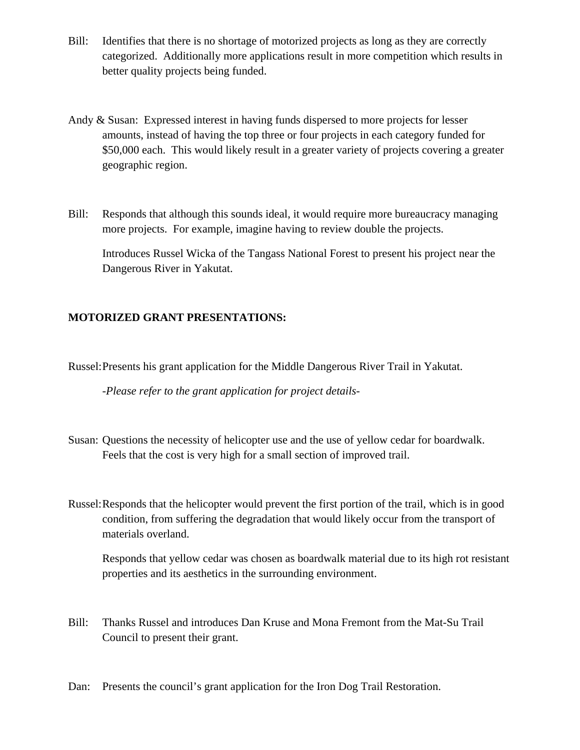Bill: Identifies that there is no shortage of motorized projects as long as they are correctly categorized. Additionally more applications result in more competition which results in better quality projects being funded.

Andy & Susan: Expressed interest in having funds dispersed to more projects for lesser amounts, instead of having the top three or four projects in each category funded for $50,000 each. This would likely result in a greater variety of projects covering a greater geographic region.

Bill: Responds that although this sounds ideal, it would require more bureaucracy managing more projects. For example, imagine having to review double the projects.

Introduces Russel Wicka of the Tangass National Forest to present his project near the Dangerous River in Yakutat.

**MOTORIZED GRANT PRESENTATIONS:**

Russel: Presents his grant application for the Middle Dangerous River Trail in Yakutat.

*-Please refer to the grant application for project details-*

Susan: Questions the necessity of helicopter use and the use of yellow cedar for boardwalk. Feels that the cost is very high for a small section of improved trail.

Russel: Responds that the helicopter would prevent the first portion of the trail, which is in good condition, from suffering the degradation that would likely occur from the transport of materials overland.

Responds that yellow cedar was chosen as boardwalk material due to its high rot resistant properties and its aesthetics in the surrounding environment.

Bill: Thanks Russel and introduces Dan Kruse and Mona Fremont from the Mat-Su Trail Council to present their grant.

Dan: Presents the council's grant application for the Iron Dog Trail Restoration.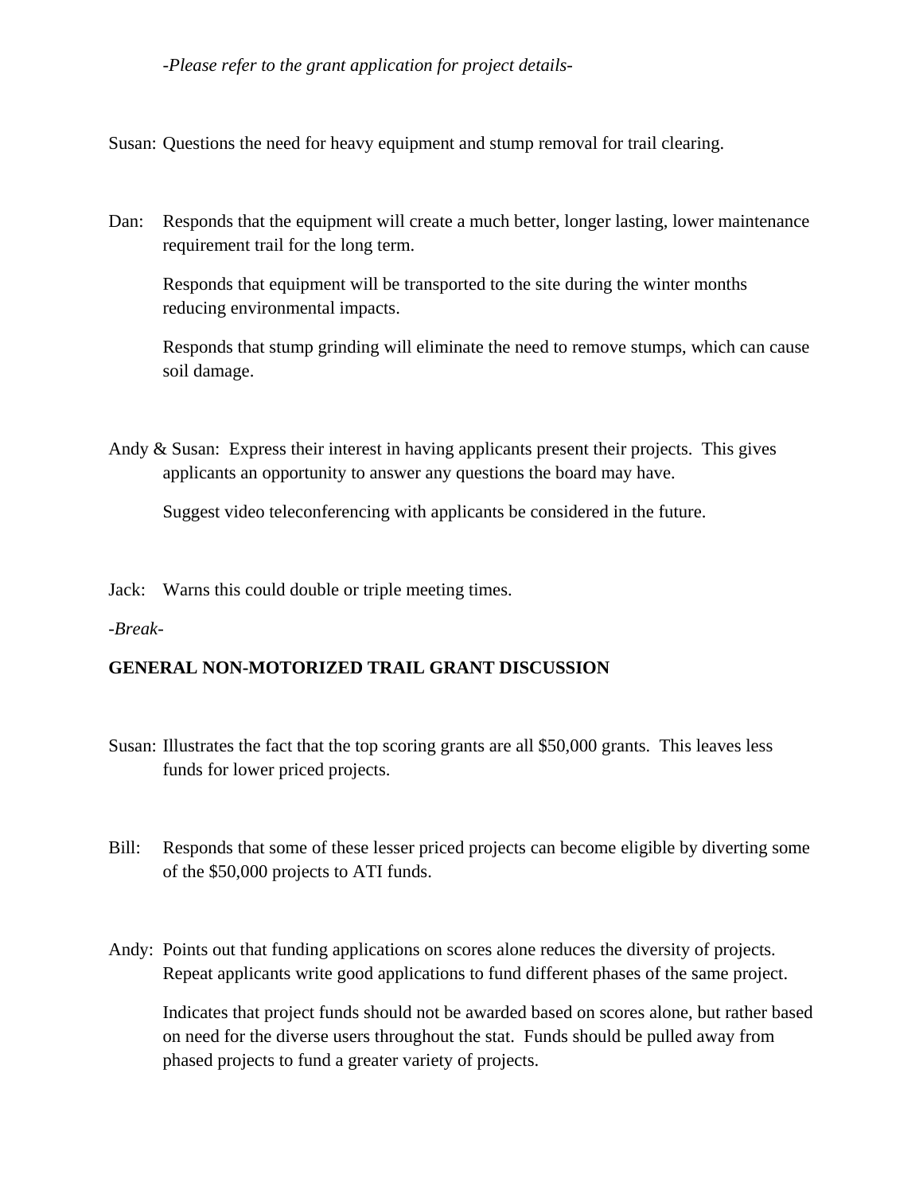*-Please refer to the grant application for project details-*

Susan: Questions the need for heavy equipment and stump removal for trail clearing.

Dan: Responds that the equipment will create a much better, longer lasting, lower maintenance requirement trail for the long term.

Responds that equipment will be transported to the site during the winter months reducing environmental impacts.

Responds that stump grinding will eliminate the need to remove stumps, which can cause soil damage.

Andy & Susan: Express their interest in having applicants present their projects. This gives applicants an opportunity to answer any questions the board may have.

Suggest video teleconferencing with applicants be considered in the future.

Jack: Warns this could double or triple meeting times.

*-Break-*

**GENERAL NON-MOTORIZED TRAIL GRANT DISCUSSION**

Susan: Illustrates the fact that the top scoring grants are all $50,000 grants. This leaves less funds for lower priced projects.

Bill: Responds that some of these lesser priced projects can become eligible by diverting some of the $50,000 projects to ATI funds.

Andy: Points out that funding applications on scores alone reduces the diversity of projects. Repeat applicants write good applications to fund different phases of the same project.

Indicates that project funds should not be awarded based on scores alone, but rather based on need for the diverse users throughout the stat. Funds should be pulled away from phased projects to fund a greater variety of projects.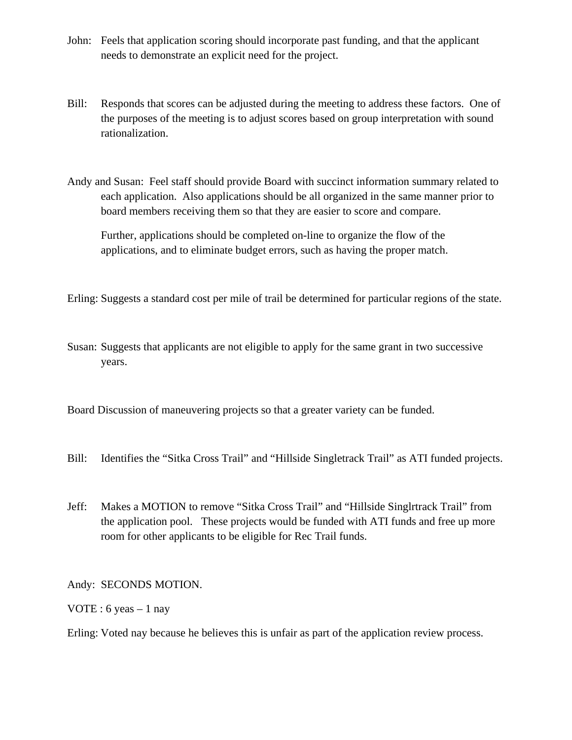John: Feels that application scoring should incorporate past funding, and that the applicant needs to demonstrate an explicit need for the project.

Bill: Responds that scores can be adjusted during the meeting to address these factors. One of the purposes of the meeting is to adjust scores based on group interpretation with sound rationalization.

Andy and Susan: Feel staff should provide Board with succinct information summary related to each application. Also applications should be all organized in the same manner prior to board members receiving them so that they are easier to score and compare.

Further, applications should be completed on-line to organize the flow of the applications, and to eliminate budget errors, such as having the proper match.

Erling: Suggests a standard cost per mile of trail be determined for particular regions of the state.

Susan: Suggests that applicants are not eligible to apply for the same grant in two successive years.

Board Discussion of maneuvering projects so that a greater variety can be funded.

Bill: Identifies the "Sitka Cross Trail" and "Hillside Singletrack Trail" as ATI funded projects.

Jeff: Makes a MOTION to remove "Sitka Cross Trail" and "Hillside Singlrtrack Trail" from the application pool. These projects would be funded with ATI funds and free up more room for other applicants to be eligible for Rec Trail funds.

Andy: SECONDS MOTION.

VOTE : 6 yeas – 1 nay

Erling: Voted nay because he believes this is unfair as part of the application review process.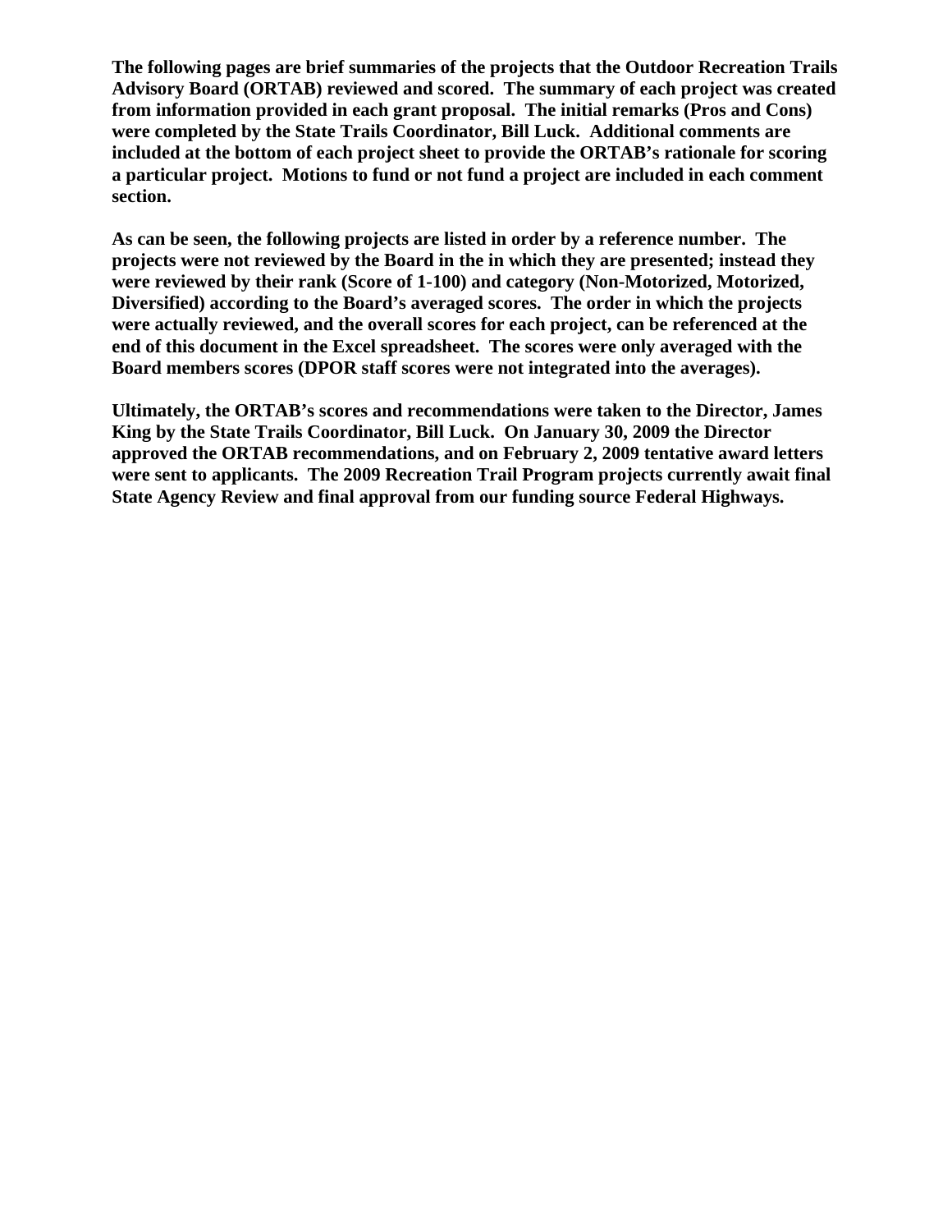**The following pages are brief summaries of the projects that the Outdoor Recreation Trails Advisory Board (ORTAB) reviewed and scored. The summary of each project was created from information provided in each grant proposal. The initial remarks (Pros and Cons) were completed by the State Trails Coordinator, Bill Luck. Additional comments are included at the bottom of each project sheet to provide the ORTAB's rationale for scoring a particular project. Motions to fund or not fund a project are included in each comment section.**

**As can be seen, the following projects are listed in order by a reference number. The projects were not reviewed by the Board in the in which they are presented; instead they were reviewed by their rank (Score of 1-100) and category (Non-Motorized, Motorized, Diversified) according to the Board's averaged scores. The order in which the projects were actually reviewed, and the overall scores for each project, can be referenced at the end of this document in the Excel spreadsheet. The scores were only averaged with the Board members scores (DPOR staff scores were not integrated into the averages).**

**Ultimately, the ORTAB's scores and recommendations were taken to the Director, James King by the State Trails Coordinator, Bill Luck. On January 30, 2009 the Director approved the ORTAB recommendations, and on February 2, 2009 tentative award letters were sent to applicants. The 2009 Recreation Trail Program projects currently await final State Agency Review and final approval from our funding source Federal Highways.**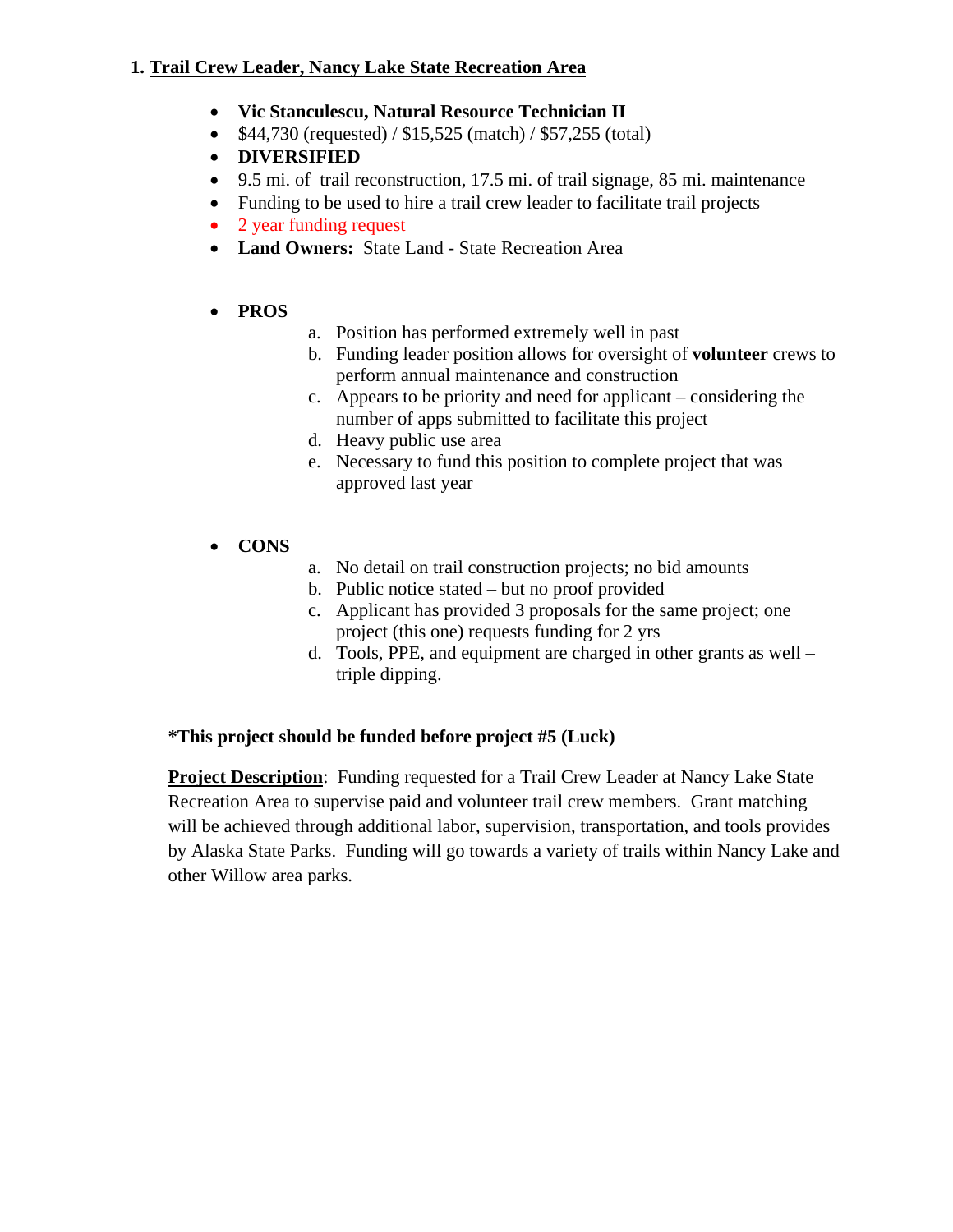## 1. Trail Crew Leader, Nancy Lake State Recreation Area

- **Vic Stanculescu, Natural Resource Technician II**
- $44,730 (requested) / $15,525 (match) / $57,255 (total)
- **DIVERSIFIED**
- 9.5 mi. of trail reconstruction, 17.5 mi. of trail signage, 85 mi. maintenance
- Funding to be used to hire a trail crew leader to facilitate trail projects
- 2 year funding request
- **Land Owners:** State Land - State Recreation Area

- **PROS**
  a. Position has performed extremely well in past
  b. Funding leader position allows for oversight of **volunteer** crews to perform annual maintenance and construction
  c. Appears to be priority and need for applicant – considering the number of apps submitted to facilitate this project
  d. Heavy public use area
  e. Necessary to fund this position to complete project that was approved last year

- **CONS**
  a. No detail on trail construction projects; no bid amounts
  b. Public notice stated – but no proof provided
  c. Applicant has provided 3 proposals for the same project; one project (this one) requests funding for 2 yrs
  d. Tools, PPE, and equipment are charged in other grants as well – triple dipping.

**\*This project should be funded before project #5 (Luck)**

**Project Description**: Funding requested for a Trail Crew Leader at Nancy Lake State Recreation Area to supervise paid and volunteer trail crew members. Grant matching will be achieved through additional labor, supervision, transportation, and tools provides by Alaska State Parks. Funding will go towards a variety of trails within Nancy Lake and other Willow area parks.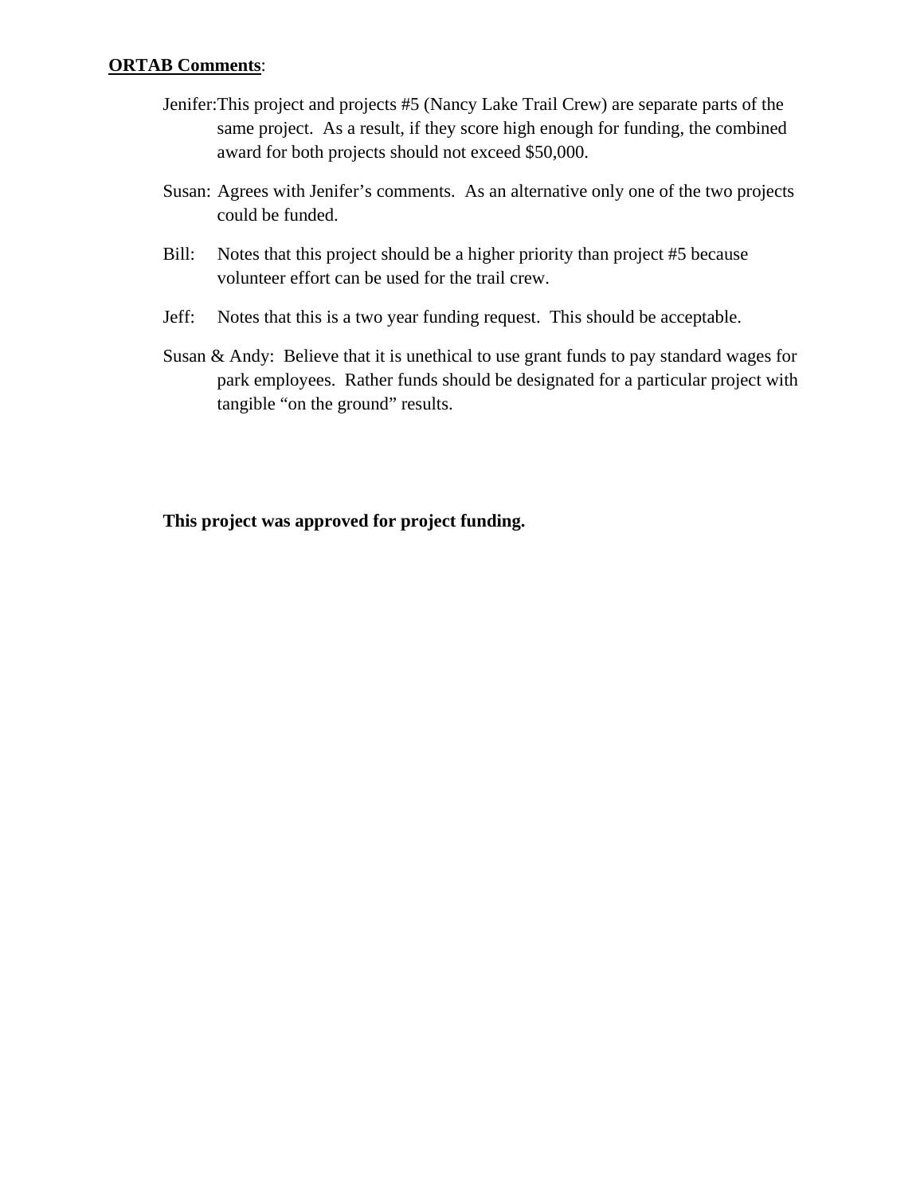**ORTAB Comments**:

Jenifer: This project and projects #5 (Nancy Lake Trail Crew) are separate parts of the same project. As a result, if they score high enough for funding, the combined award for both projects should not exceed $50,000.

Susan: Agrees with Jenifer's comments. As an alternative only one of the two projects could be funded.

Bill: Notes that this project should be a higher priority than project #5 because volunteer effort can be used for the trail crew.

Jeff: Notes that this is a two year funding request. This should be acceptable.

Susan & Andy: Believe that it is unethical to use grant funds to pay standard wages for park employees. Rather funds should be designated for a particular project with tangible "on the ground" results.

**This project was approved for project funding.**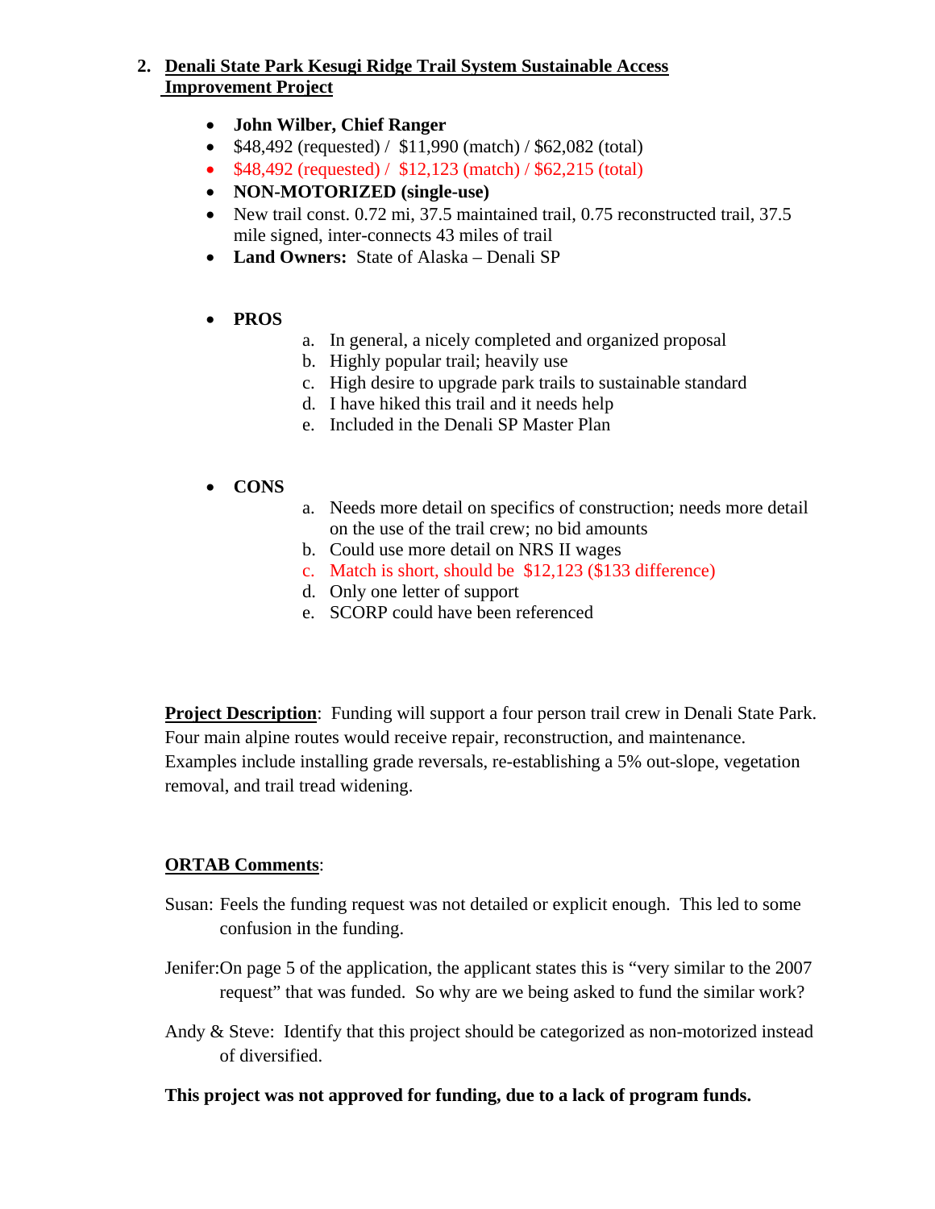## 2. Denali State Park Kesugi Ridge Trail System Sustainable Access Improvement Project

- **John Wilber, Chief Ranger**
- $48,492 (requested) / $11,990 (match) / $62,082 (total)
- $48,492 (requested) / $12,123 (match) / $62,215 (total)
- **NON-MOTORIZED (single-use)**
- New trail const. 0.72 mi, 37.5 maintained trail, 0.75 reconstructed trail, 37.5 mile signed, inter-connects 43 miles of trail
- **Land Owners:** State of Alaska – Denali SP

- **PROS**
  a. In general, a nicely completed and organized proposal
  b. Highly popular trail; heavily use
  c. High desire to upgrade park trails to sustainable standard
  d. I have hiked this trail and it needs help
  e. Included in the Denali SP Master Plan

- **CONS**
  a. Needs more detail on specifics of construction; needs more detail on the use of the trail crew; no bid amounts
  b. Could use more detail on NRS II wages
  c. Match is short, should be $12,123 ($133 difference)
  d. Only one letter of support
  e. SCORP could have been referenced

**Project Description**: Funding will support a four person trail crew in Denali State Park. Four main alpine routes would receive repair, reconstruction, and maintenance. Examples include installing grade reversals, re-establishing a 5% out-slope, vegetation removal, and trail tread widening.

**ORTAB Comments**:

Susan: Feels the funding request was not detailed or explicit enough. This led to some confusion in the funding.

Jenifer: On page 5 of the application, the applicant states this is "very similar to the 2007 request" that was funded. So why are we being asked to fund the similar work?

Andy & Steve: Identify that this project should be categorized as non-motorized instead of diversified.

**This project was not approved for funding, due to a lack of program funds.**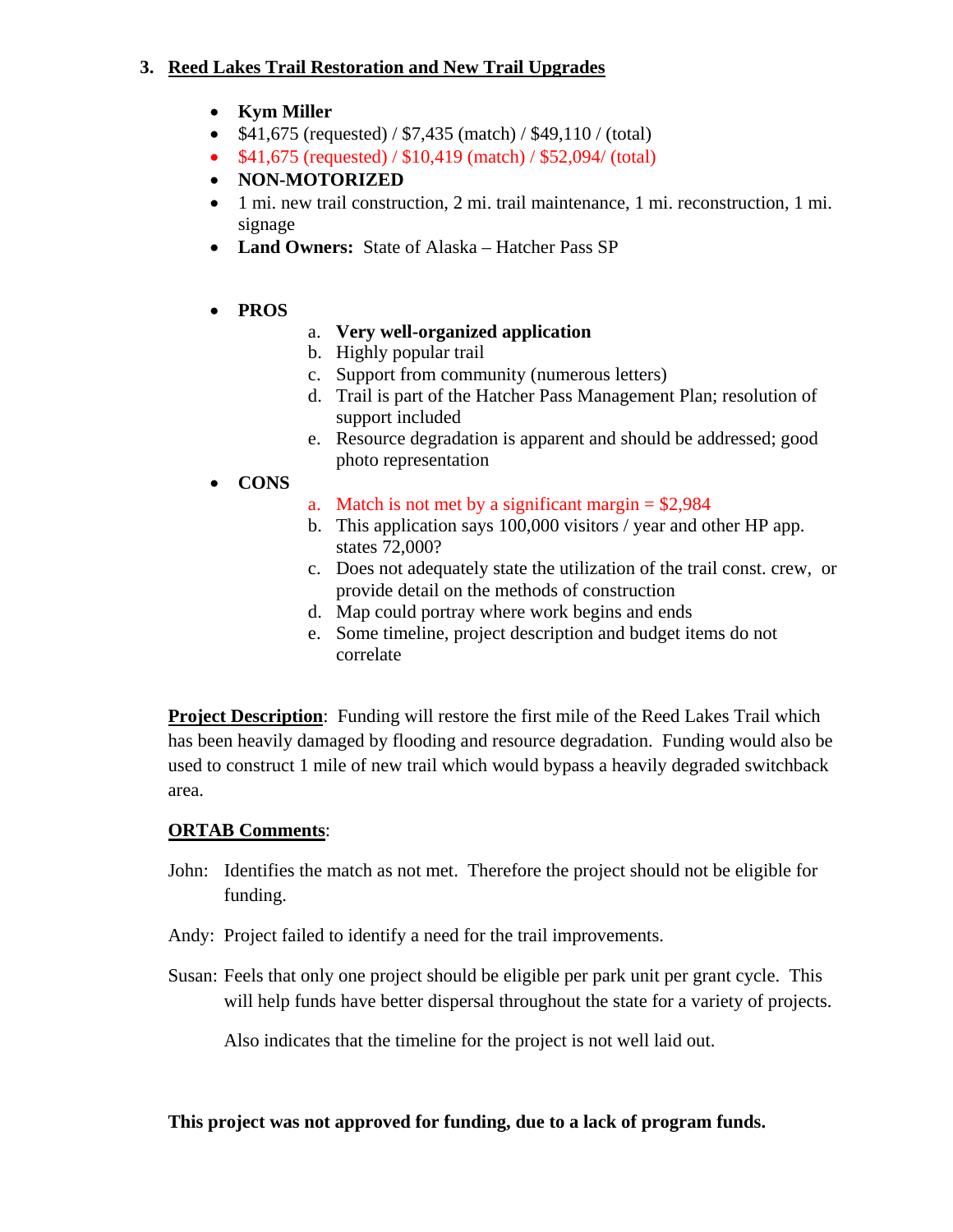### 3. Reed Lakes Trail Restoration and New Trail Upgrades

- **Kym Miller**
- $41,675 (requested) / $7,435 (match) / $49,110 / (total)
- $41,675 (requested) / $10,419 (match) / $52,094/ (total)
- **NON-MOTORIZED**
- 1 mi. new trail construction, 2 mi. trail maintenance, 1 mi. reconstruction, 1 mi. signage
- **Land Owners:** State of Alaska – Hatcher Pass SP

- **PROS**
  a. **Very well-organized application**
  b. Highly popular trail
  c. Support from community (numerous letters)
  d. Trail is part of the Hatcher Pass Management Plan; resolution of support included
  e. Resource degradation is apparent and should be addressed; good photo representation
- **CONS**
  a. Match is not met by a significant margin = $2,984
  b. This application says 100,000 visitors / year and other HP app. states 72,000?
  c. Does not adequately state the utilization of the trail const. crew, or provide detail on the methods of construction
  d. Map could portray where work begins and ends
  e. Some timeline, project description and budget items do not correlate

**Project Description**: Funding will restore the first mile of the Reed Lakes Trail which has been heavily damaged by flooding and resource degradation. Funding would also be used to construct 1 mile of new trail which would bypass a heavily degraded switchback area.

**ORTAB Comments**:

John: Identifies the match as not met. Therefore the project should not be eligible for funding.

Andy: Project failed to identify a need for the trail improvements.

Susan: Feels that only one project should be eligible per park unit per grant cycle. This will help funds have better dispersal throughout the state for a variety of projects.

Also indicates that the timeline for the project is not well laid out.

**This project was not approved for funding, due to a lack of program funds.**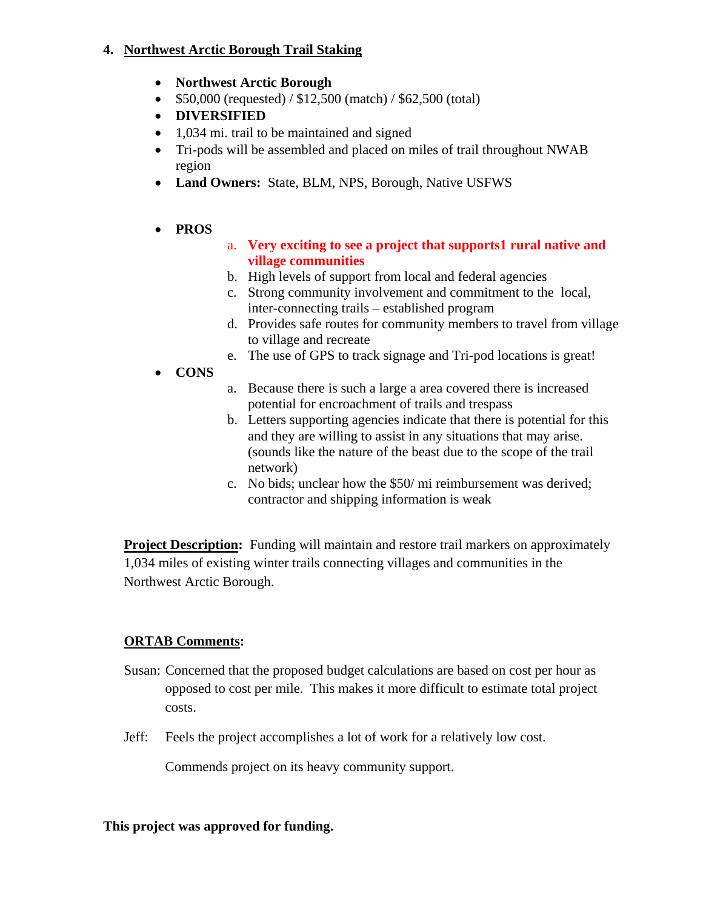4. **<u>Northwest Arctic Borough Trail Staking</u>**

- **Northwest Arctic Borough**
- $50,000 (requested) / $12,500 (match) / $62,500 (total)
- **DIVERSIFIED**
- 1,034 mi. trail to be maintained and signed
- Tri-pods will be assembled and placed on miles of trail throughout NWAB region
- **Land Owners:** State, BLM, NPS, Borough, Native USFWS

- **PROS**
  a. **Very exciting to see a project that supports1 rural native and village communities**
  b. High levels of support from local and federal agencies
  c. Strong community involvement and commitment to the local, inter-connecting trails – established program
  d. Provides safe routes for community members to travel from village to village and recreate
  e. The use of GPS to track signage and Tri-pod locations is great!
- **CONS**
  a. Because there is such a large a area covered there is increased potential for encroachment of trails and trespass
  b. Letters supporting agencies indicate that there is potential for this and they are willing to assist in any situations that may arise. (sounds like the nature of the beast due to the scope of the trail network)
  c. No bids; unclear how the $50/ mi reimbursement was derived; contractor and shipping information is weak

**<u>Project Description</u>:** Funding will maintain and restore trail markers on approximately 1,034 miles of existing winter trails connecting villages and communities in the Northwest Arctic Borough.

**<u>ORTAB Comments</u>:**

Susan: Concerned that the proposed budget calculations are based on cost per hour as opposed to cost per mile. This makes it more difficult to estimate total project costs.

Jeff: Feels the project accomplishes a lot of work for a relatively low cost.

Commends project on its heavy community support.

**This project was approved for funding.**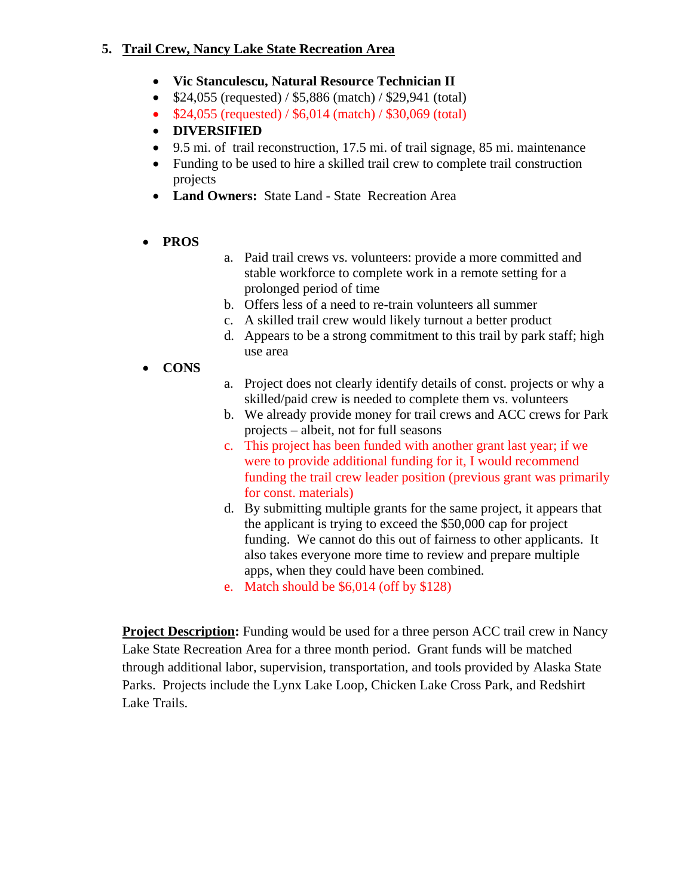## 5. Trail Crew, Nancy Lake State Recreation Area

- **Vic Stanculescu, Natural Resource Technician II**
- $24,055 (requested) / $5,886 (match) / $29,941 (total)
- $24,055 (requested) / $6,014 (match) / $30,069 (total)
- **DIVERSIFIED**
- 9.5 mi. of trail reconstruction, 17.5 mi. of trail signage, 85 mi. maintenance
- Funding to be used to hire a skilled trail crew to complete trail construction projects
- **Land Owners:** State Land - State Recreation Area

- **PROS**
  a. Paid trail crews vs. volunteers: provide a more committed and stable workforce to complete work in a remote setting for a prolonged period of time
  b. Offers less of a need to re-train volunteers all summer
  c. A skilled trail crew would likely turnout a better product
  d. Appears to be a strong commitment to this trail by park staff; high use area
- **CONS**
  a. Project does not clearly identify details of const. projects or why a skilled/paid crew is needed to complete them vs. volunteers
  b. We already provide money for trail crews and ACC crews for Park projects – albeit, not for full seasons
  c. This project has been funded with another grant last year; if we were to provide additional funding for it, I would recommend funding the trail crew leader position (previous grant was primarily for const. materials)
  d. By submitting multiple grants for the same project, it appears that the applicant is trying to exceed the $50,000 cap for project funding. We cannot do this out of fairness to other applicants. It also takes everyone more time to review and prepare multiple apps, when they could have been combined.
  e. Match should be $6,014 (off by $128)

**Project Description:** Funding would be used for a three person ACC trail crew in Nancy Lake State Recreation Area for a three month period. Grant funds will be matched through additional labor, supervision, transportation, and tools provided by Alaska State Parks. Projects include the Lynx Lake Loop, Chicken Lake Cross Park, and Redshirt Lake Trails.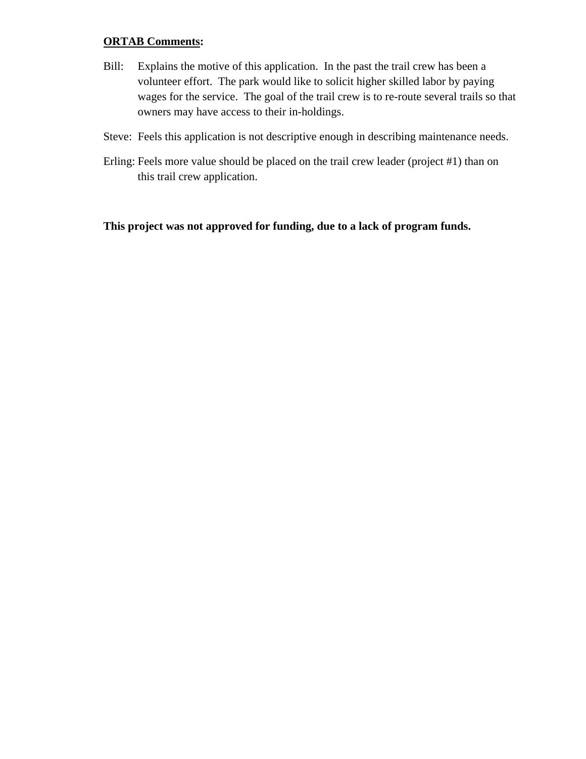**<u>ORTAB Comments</u>:**

Bill: Explains the motive of this application. In the past the trail crew has been a volunteer effort. The park would like to solicit higher skilled labor by paying wages for the service. The goal of the trail crew is to re-route several trails so that owners may have access to their in-holdings.

Steve: Feels this application is not descriptive enough in describing maintenance needs.

Erling: Feels more value should be placed on the trail crew leader (project #1) than on this trail crew application.

**This project was not approved for funding, due to a lack of program funds.**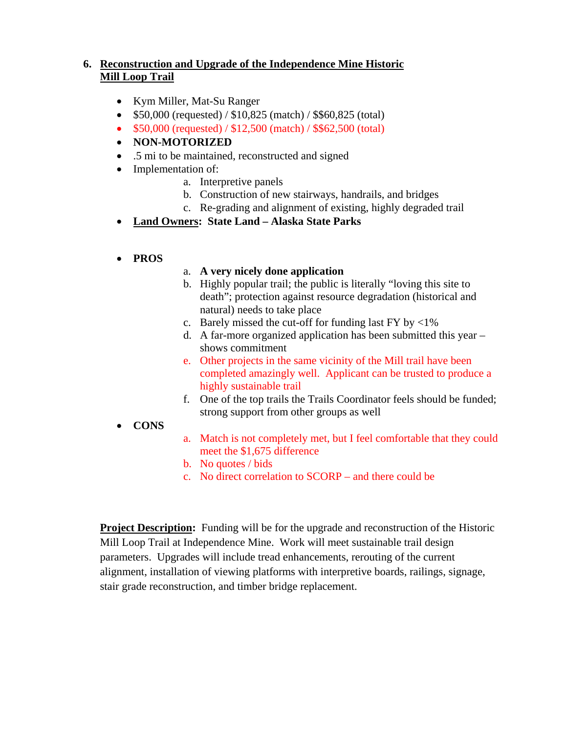6. **Reconstruction and Upgrade of the Independence Mine Historic Mill Loop Trail**

- Kym Miller, Mat-Su Ranger
- $50,000 (requested) / $10,825 (match) / $$60,825 (total)
- $50,000 (requested) / $12,500 (match) / $$62,500 (total)
- **NON-MOTORIZED**
- .5 mi to be maintained, reconstructed and signed
- Implementation of:
  a. Interpretive panels
  b. Construction of new stairways, handrails, and bridges
  c. Re-grading and alignment of existing, highly degraded trail
- **Land Owners: State Land – Alaska State Parks**

- **PROS**
  a. **A very nicely done application**
  b. Highly popular trail; the public is literally "loving this site to death"; protection against resource degradation (historical and natural) needs to take place
  c. Barely missed the cut-off for funding last FY by <1%
  d. A far-more organized application has been submitted this year – shows commitment
  e. Other projects in the same vicinity of the Mill trail have been completed amazingly well. Applicant can be trusted to produce a highly sustainable trail
  f. One of the top trails the Trails Coordinator feels should be funded; strong support from other groups as well
- **CONS**
  a. Match is not completely met, but I feel comfortable that they could meet the $1,675 difference
  b. No quotes / bids
  c. No direct correlation to SCORP – and there could be

**Project Description:** Funding will be for the upgrade and reconstruction of the Historic Mill Loop Trail at Independence Mine. Work will meet sustainable trail design parameters. Upgrades will include tread enhancements, rerouting of the current alignment, installation of viewing platforms with interpretive boards, railings, signage, stair grade reconstruction, and timber bridge replacement.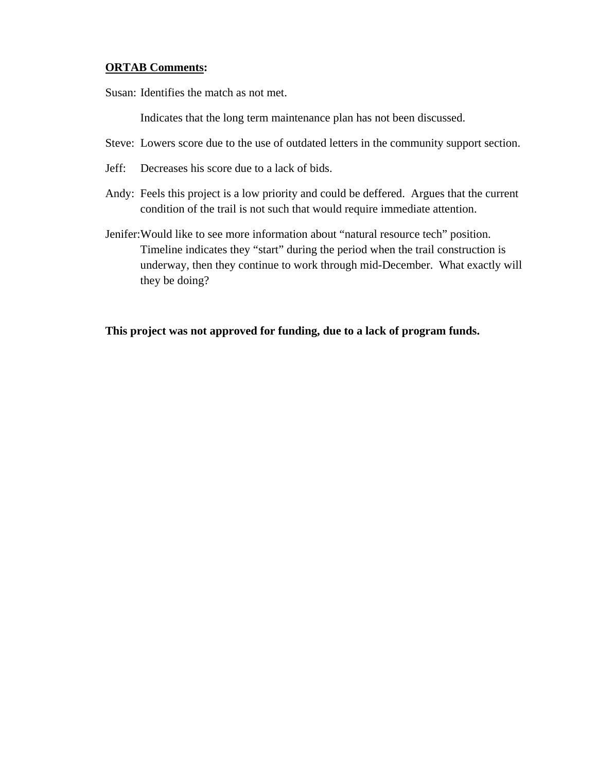**<u>ORTAB Comments</u>:**

Susan: Identifies the match as not met.

Indicates that the long term maintenance plan has not been discussed.

Steve: Lowers score due to the use of outdated letters in the community support section.

Jeff: Decreases his score due to a lack of bids.

Andy: Feels this project is a low priority and could be deffered. Argues that the current condition of the trail is not such that would require immediate attention.

Jenifer: Would like to see more information about "natural resource tech" position. Timeline indicates they "start" during the period when the trail construction is underway, then they continue to work through mid-December. What exactly will they be doing?

**This project was not approved for funding, due to a lack of program funds.**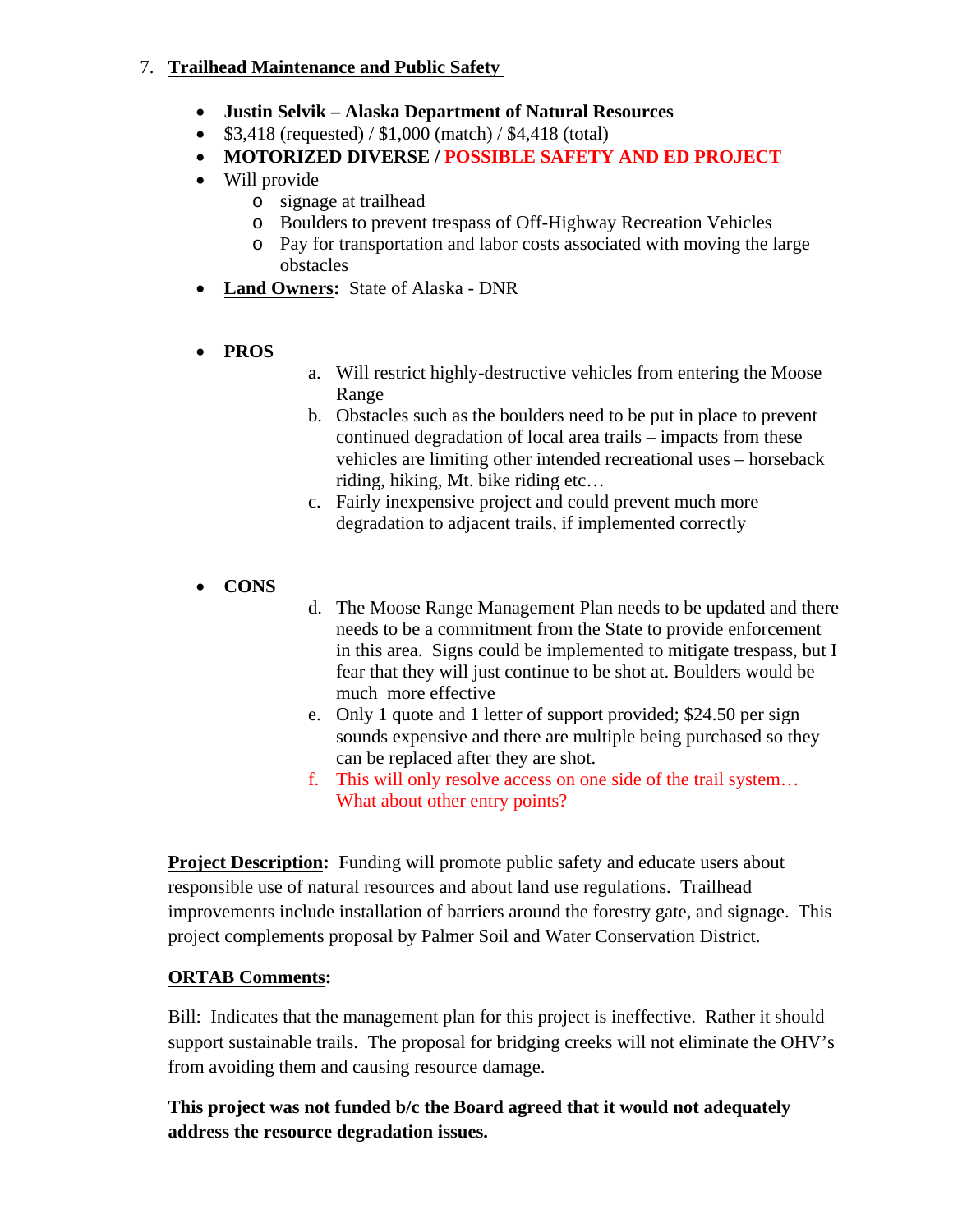7. **Trailhead Maintenance and Public Safety**

- **Justin Selvik – Alaska Department of Natural Resources**
- $3,418 (requested) / $1,000 (match) / $4,418 (total)
- **MOTORIZED DIVERSE / POSSIBLE SAFETY AND ED PROJECT**
- Will provide
  - signage at trailhead
  - Boulders to prevent trespass of Off-Highway Recreation Vehicles
  - Pay for transportation and labor costs associated with moving the large obstacles
- **Land Owners:** State of Alaska - DNR

- **PROS**

  a. Will restrict highly-destructive vehicles from entering the Moose Range
  b. Obstacles such as the boulders need to be put in place to prevent continued degradation of local area trails – impacts from these vehicles are limiting other intended recreational uses – horseback riding, hiking, Mt. bike riding etc…
  c. Fairly inexpensive project and could prevent much more degradation to adjacent trails, if implemented correctly

- **CONS**

  d. The Moose Range Management Plan needs to be updated and there needs to be a commitment from the State to provide enforcement in this area. Signs could be implemented to mitigate trespass, but I fear that they will just continue to be shot at. Boulders would be much more effective
  e. Only 1 quote and 1 letter of support provided; $24.50 per sign sounds expensive and there are multiple being purchased so they can be replaced after they are shot.
  f. This will only resolve access on one side of the trail system… What about other entry points?

**Project Description:** Funding will promote public safety and educate users about responsible use of natural resources and about land use regulations. Trailhead improvements include installation of barriers around the forestry gate, and signage. This project complements proposal by Palmer Soil and Water Conservation District.

**ORTAB Comments:**

Bill: Indicates that the management plan for this project is ineffective. Rather it should support sustainable trails. The proposal for bridging creeks will not eliminate the OHV's from avoiding them and causing resource damage.

**This project was not funded b/c the Board agreed that it would not adequately address the resource degradation issues.**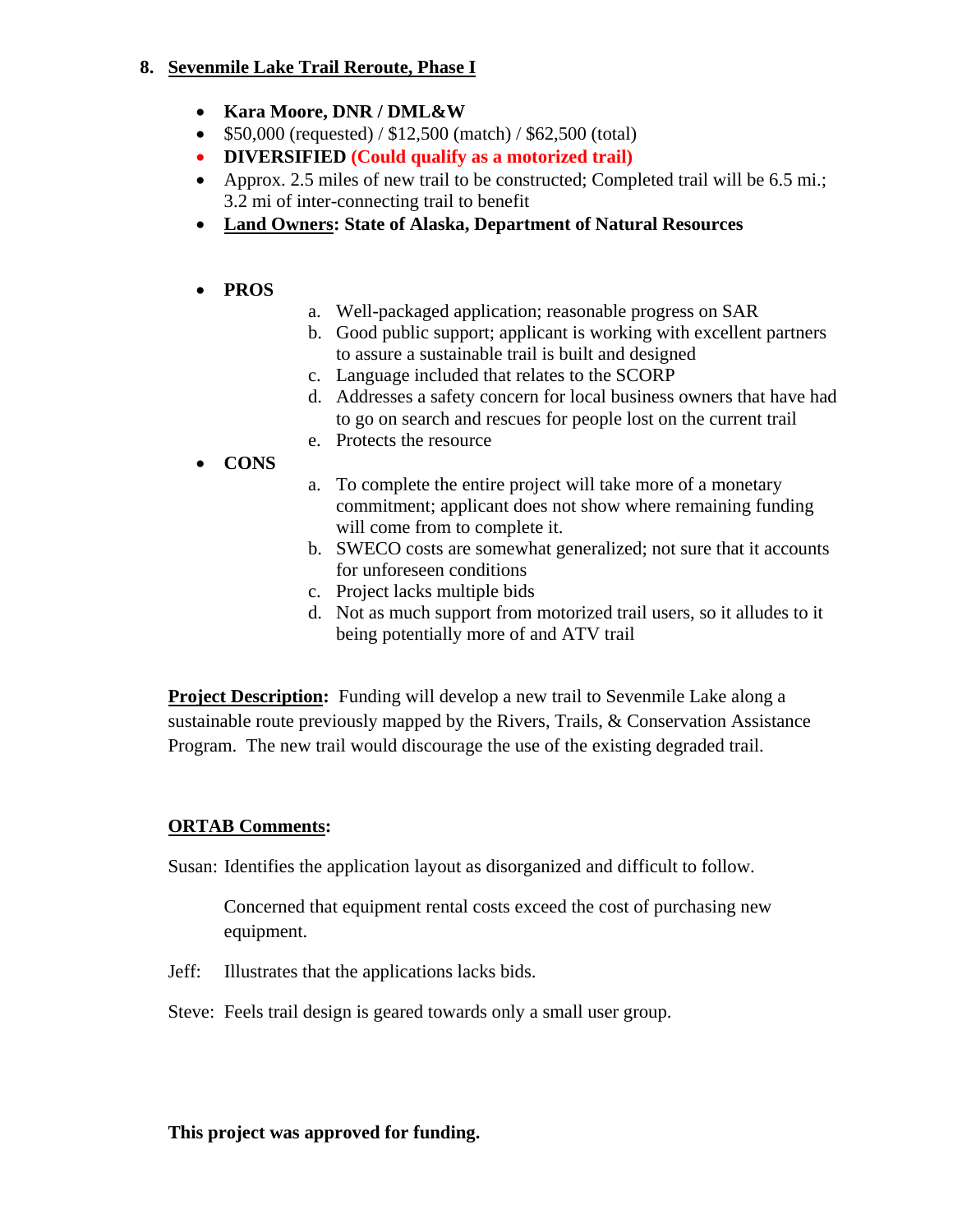## 8. Sevenmile Lake Trail Reroute, Phase I

- **Kara Moore, DNR / DML&W**
- $50,000 (requested) / $12,500 (match) / $62,500 (total)
- **DIVERSIFIED (Could qualify as a motorized trail)**
- Approx. 2.5 miles of new trail to be constructed; Completed trail will be 6.5 mi.; 3.2 mi of inter-connecting trail to benefit
- **Land Owners: State of Alaska, Department of Natural Resources**

- **PROS**
  a. Well-packaged application; reasonable progress on SAR
  b. Good public support; applicant is working with excellent partners to assure a sustainable trail is built and designed
  c. Language included that relates to the SCORP
  d. Addresses a safety concern for local business owners that have had to go on search and rescues for people lost on the current trail
  e. Protects the resource
- **CONS**
  a. To complete the entire project will take more of a monetary commitment; applicant does not show where remaining funding will come from to complete it.
  b. SWECO costs are somewhat generalized; not sure that it accounts for unforeseen conditions
  c. Project lacks multiple bids
  d. Not as much support from motorized trail users, so it alludes to it being potentially more of and ATV trail

**Project Description:** Funding will develop a new trail to Sevenmile Lake along a sustainable route previously mapped by the Rivers, Trails, & Conservation Assistance Program. The new trail would discourage the use of the existing degraded trail.

**ORTAB Comments:**

Susan: Identifies the application layout as disorganized and difficult to follow.

Concerned that equipment rental costs exceed the cost of purchasing new equipment.

Jeff: Illustrates that the applications lacks bids.

Steve: Feels trail design is geared towards only a small user group.

**This project was approved for funding.**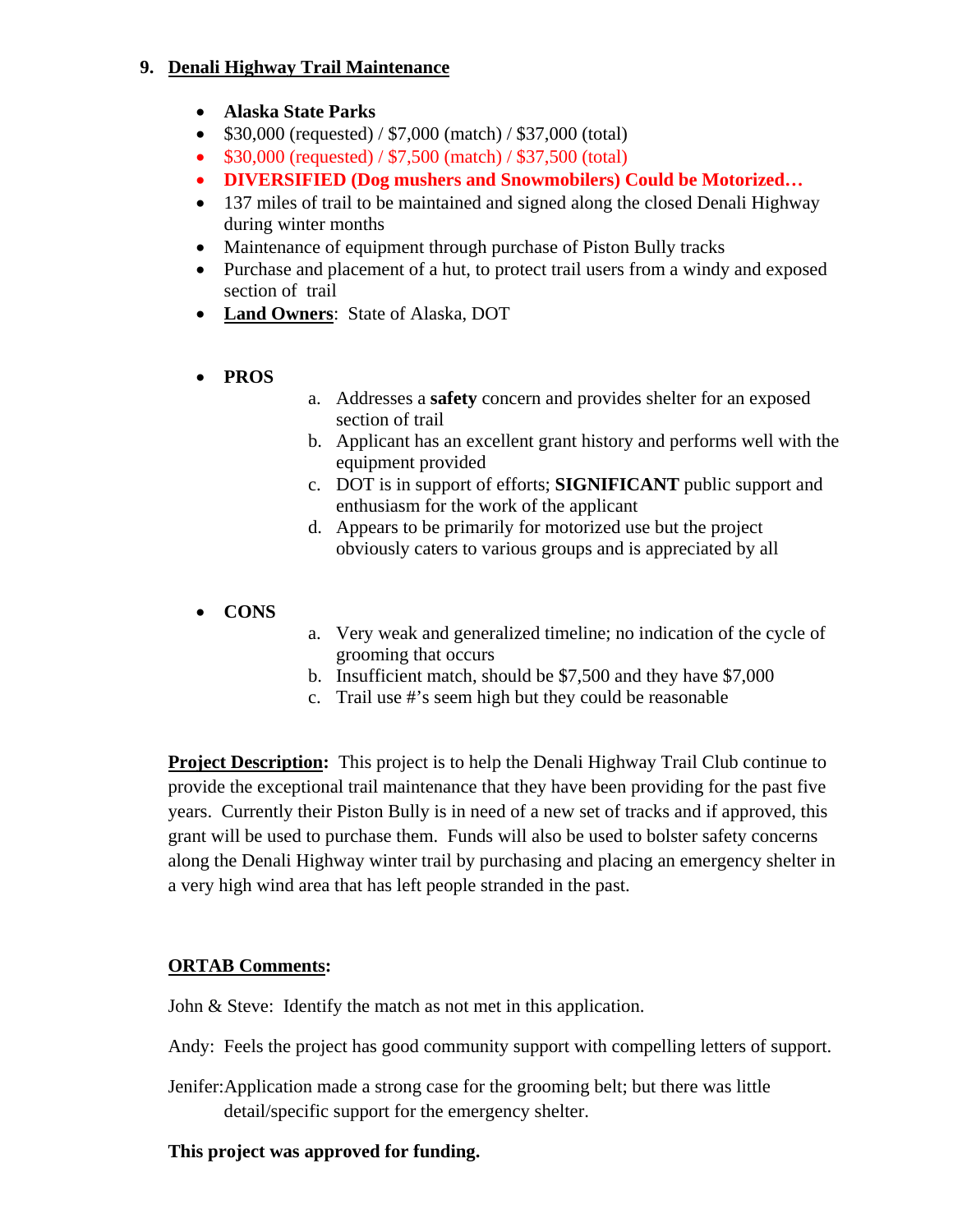## 9. Denali Highway Trail Maintenance

- **Alaska State Parks**
- $30,000 (requested) / $7,000 (match) / $37,000 (total)
- $30,000 (requested) / $7,500 (match) / $37,500 (total)
- **DIVERSIFIED (Dog mushers and Snowmobilers) Could be Motorized…**
- 137 miles of trail to be maintained and signed along the closed Denali Highway during winter months
- Maintenance of equipment through purchase of Piston Bully tracks
- Purchase and placement of a hut, to protect trail users from a windy and exposed section of trail
- **Land Owners**: State of Alaska, DOT

- **PROS**
  a. Addresses a **safety** concern and provides shelter for an exposed section of trail
  b. Applicant has an excellent grant history and performs well with the equipment provided
  c. DOT is in support of efforts; **SIGNIFICANT** public support and enthusiasm for the work of the applicant
  d. Appears to be primarily for motorized use but the project obviously caters to various groups and is appreciated by all

- **CONS**
  a. Very weak and generalized timeline; no indication of the cycle of grooming that occurs
  b. Insufficient match, should be $7,500 and they have $7,000
  c. Trail use #'s seem high but they could be reasonable

**Project Description:** This project is to help the Denali Highway Trail Club continue to provide the exceptional trail maintenance that they have been providing for the past five years. Currently their Piston Bully is in need of a new set of tracks and if approved, this grant will be used to purchase them. Funds will also be used to bolster safety concerns along the Denali Highway winter trail by purchasing and placing an emergency shelter in a very high wind area that has left people stranded in the past.

**ORTAB Comments:**

John & Steve: Identify the match as not met in this application.

Andy: Feels the project has good community support with compelling letters of support.

Jenifer: Application made a strong case for the grooming belt; but there was little detail/specific support for the emergency shelter.

**This project was approved for funding.**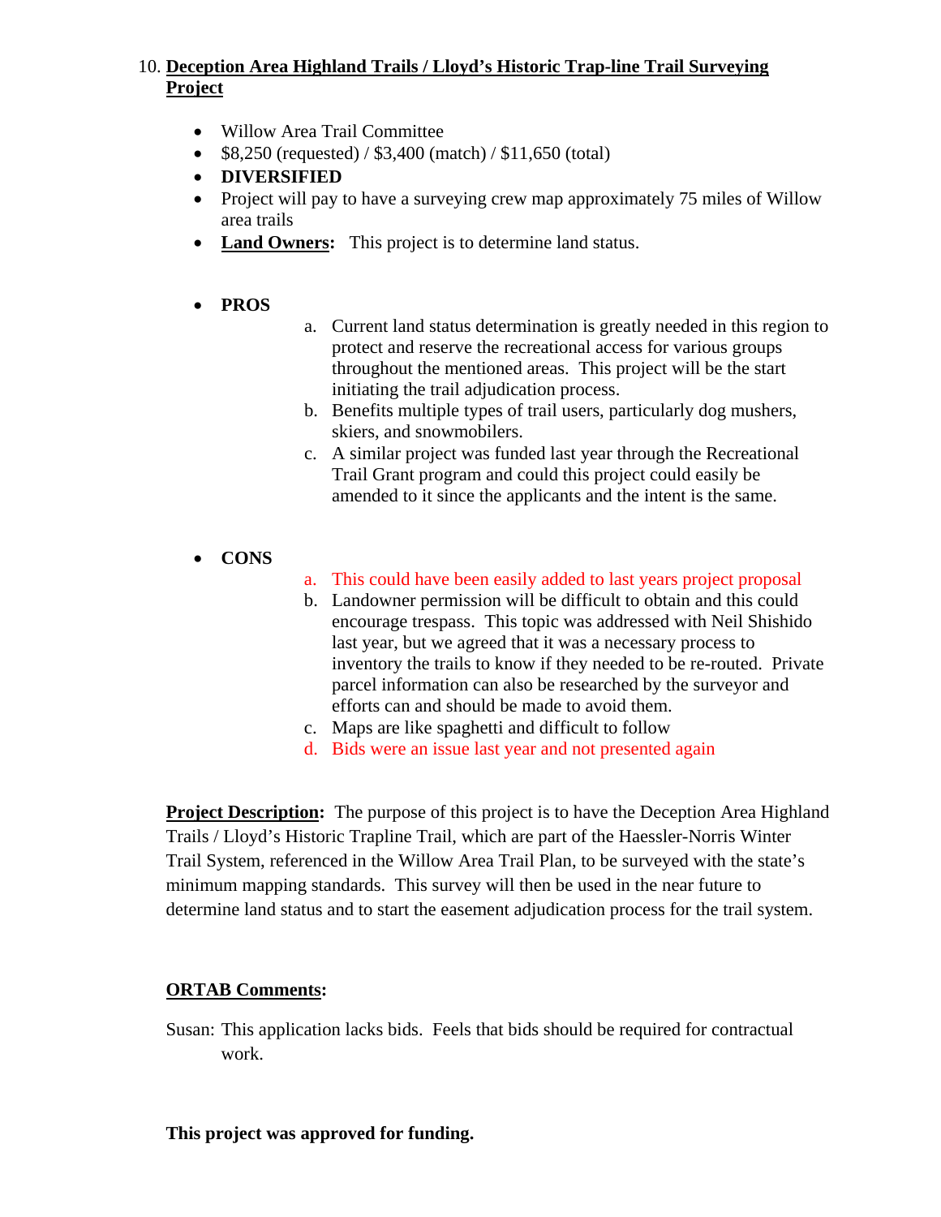10. **Deception Area Highland Trails / Lloyd's Historic Trap-line Trail Surveying Project**

- Willow Area Trail Committee
- $8,250 (requested) / $3,400 (match) / $11,650 (total)
- **DIVERSIFIED**
- Project will pay to have a surveying crew map approximately 75 miles of Willow area trails
- **Land Owners:** This project is to determine land status.

- **PROS**
  a. Current land status determination is greatly needed in this region to protect and reserve the recreational access for various groups throughout the mentioned areas. This project will be the start initiating the trail adjudication process.
  b. Benefits multiple types of trail users, particularly dog mushers, skiers, and snowmobilers.
  c. A similar project was funded last year through the Recreational Trail Grant program and could this project could easily be amended to it since the applicants and the intent is the same.

- **CONS**
  a. This could have been easily added to last years project proposal
  b. Landowner permission will be difficult to obtain and this could encourage trespass. This topic was addressed with Neil Shishido last year, but we agreed that it was a necessary process to inventory the trails to know if they needed to be re-routed. Private parcel information can also be researched by the surveyor and efforts can and should be made to avoid them.
  c. Maps are like spaghetti and difficult to follow
  d. Bids were an issue last year and not presented again

**Project Description:** The purpose of this project is to have the Deception Area Highland Trails / Lloyd's Historic Trapline Trail, which are part of the Haessler-Norris Winter Trail System, referenced in the Willow Area Trail Plan, to be surveyed with the state's minimum mapping standards. This survey will then be used in the near future to determine land status and to start the easement adjudication process for the trail system.

**ORTAB Comments:**

Susan: This application lacks bids. Feels that bids should be required for contractual work.

**This project was approved for funding.**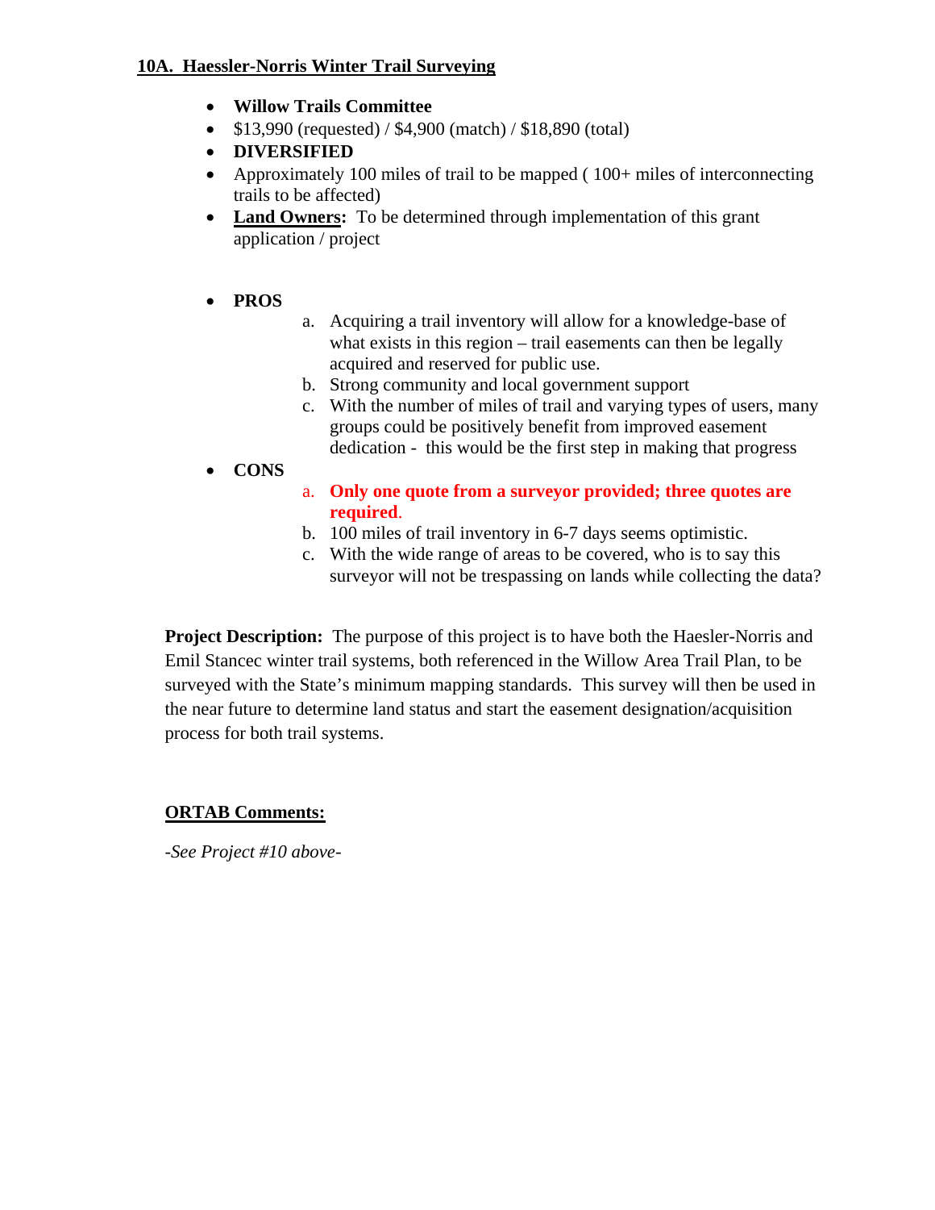## 10A. Haessler-Norris Winter Trail Surveying

- **Willow Trails Committee**
- $13,990 (requested) / $4,900 (match) / $18,890 (total)
- **DIVERSIFIED**
- Approximately 100 miles of trail to be mapped ( 100+ miles of interconnecting trails to be affected)
- **Land Owners:** To be determined through implementation of this grant application / project

- **PROS**
  a. Acquiring a trail inventory will allow for a knowledge-base of what exists in this region – trail easements can then be legally acquired and reserved for public use.
  b. Strong community and local government support
  c. With the number of miles of trail and varying types of users, many groups could be positively benefit from improved easement dedication - this would be the first step in making that progress
- **CONS**
  a. **Only one quote from a surveyor provided; three quotes are required**.
  b. 100 miles of trail inventory in 6-7 days seems optimistic.
  c. With the wide range of areas to be covered, who is to say this surveyor will not be trespassing on lands while collecting the data?

**Project Description:** The purpose of this project is to have both the Haesler-Norris and Emil Stancec winter trail systems, both referenced in the Willow Area Trail Plan, to be surveyed with the State's minimum mapping standards. This survey will then be used in the near future to determine land status and start the easement designation/acquisition process for both trail systems.

**ORTAB Comments:**

*-See Project #10 above-*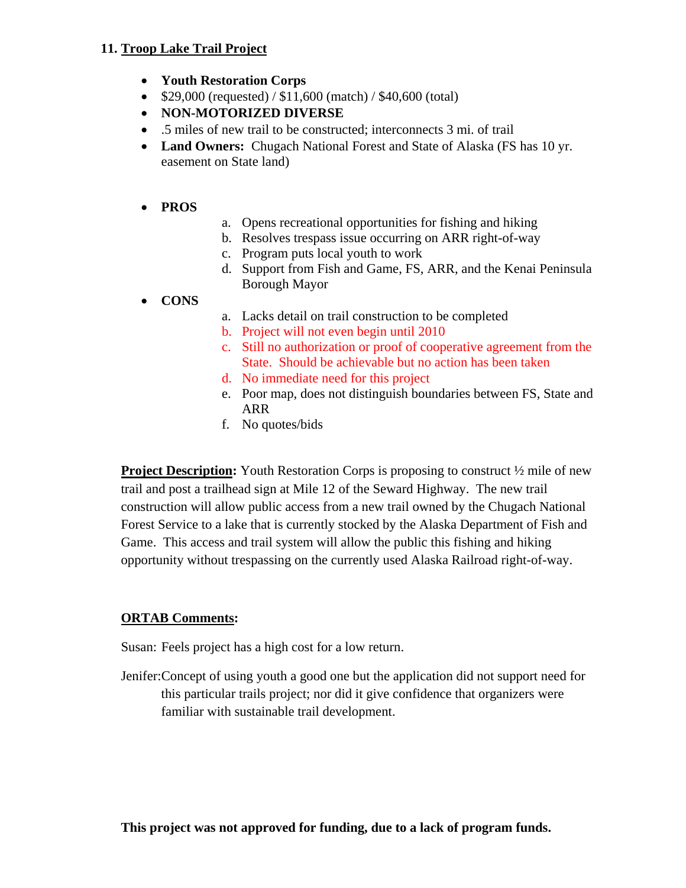**11. Troop Lake Trail Project**

- **Youth Restoration Corps**
- $29,000 (requested) / $11,600 (match) / $40,600 (total)
- **NON-MOTORIZED DIVERSE**
- .5 miles of new trail to be constructed; interconnects 3 mi. of trail
- **Land Owners:** Chugach National Forest and State of Alaska (FS has 10 yr. easement on State land)

- **PROS**
  - a. Opens recreational opportunities for fishing and hiking
  - b. Resolves trespass issue occurring on ARR right-of-way
  - c. Program puts local youth to work
  - d. Support from Fish and Game, FS, ARR, and the Kenai Peninsula Borough Mayor
- **CONS**
  - a. Lacks detail on trail construction to be completed
  - b. Project will not even begin until 2010
  - c. Still no authorization or proof of cooperative agreement from the State. Should be achievable but no action has been taken
  - d. No immediate need for this project
  - e. Poor map, does not distinguish boundaries between FS, State and ARR
  - f. No quotes/bids

**Project Description:** Youth Restoration Corps is proposing to construct ½ mile of new trail and post a trailhead sign at Mile 12 of the Seward Highway. The new trail construction will allow public access from a new trail owned by the Chugach National Forest Service to a lake that is currently stocked by the Alaska Department of Fish and Game. This access and trail system will allow the public this fishing and hiking opportunity without trespassing on the currently used Alaska Railroad right-of-way.

**ORTAB Comments:**

Susan: Feels project has a high cost for a low return.

Jenifer: Concept of using youth a good one but the application did not support need for this particular trails project; nor did it give confidence that organizers were familiar with sustainable trail development.

**This project was not approved for funding, due to a lack of program funds.**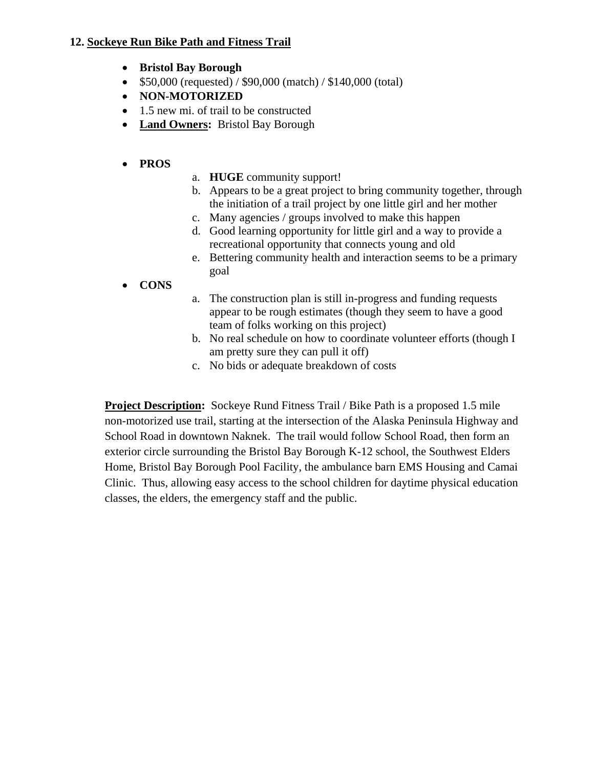### 12. <u>Sockeye Run Bike Path and Fitness Trail</u>

- **Bristol Bay Borough**
- $50,000 (requested) / $90,000 (match) / $140,000 (total)
- **NON-MOTORIZED**
- 1.5 new mi. of trail to be constructed
- **<u>Land Owners</u>:** Bristol Bay Borough

- **PROS**
  a. **HUGE** community support!
  b. Appears to be a great project to bring community together, through the initiation of a trail project by one little girl and her mother
  c. Many agencies / groups involved to make this happen
  d. Good learning opportunity for little girl and a way to provide a recreational opportunity that connects young and old
  e. Bettering community health and interaction seems to be a primary goal
- **CONS**
  a. The construction plan is still in-progress and funding requests appear to be rough estimates (though they seem to have a good team of folks working on this project)
  b. No real schedule on how to coordinate volunteer efforts (though I am pretty sure they can pull it off)
  c. No bids or adequate breakdown of costs

**<u>Project Description</u>:** Sockeye Rund Fitness Trail / Bike Path is a proposed 1.5 mile non-motorized use trail, starting at the intersection of the Alaska Peninsula Highway and School Road in downtown Naknek. The trail would follow School Road, then form an exterior circle surrounding the Bristol Bay Borough K-12 school, the Southwest Elders Home, Bristol Bay Borough Pool Facility, the ambulance barn EMS Housing and Camai Clinic. Thus, allowing easy access to the school children for daytime physical education classes, the elders, the emergency staff and the public.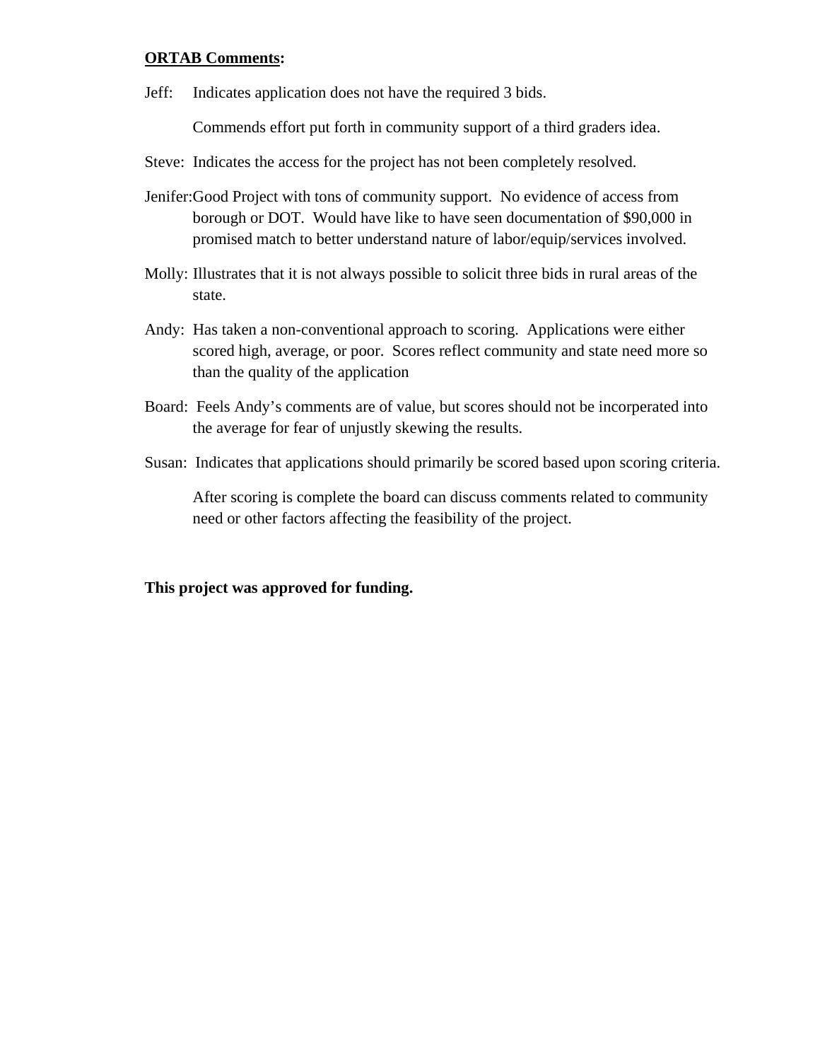**<u>ORTAB Comments</u>:**

Jeff: Indicates application does not have the required 3 bids.

Commends effort put forth in community support of a third graders idea.

Steve: Indicates the access for the project has not been completely resolved.

Jenifer: Good Project with tons of community support. No evidence of access from borough or DOT. Would have like to have seen documentation of $90,000 in promised match to better understand nature of labor/equip/services involved.

Molly: Illustrates that it is not always possible to solicit three bids in rural areas of the state.

Andy: Has taken a non-conventional approach to scoring. Applications were either scored high, average, or poor. Scores reflect community and state need more so than the quality of the application

Board: Feels Andy's comments are of value, but scores should not be incorperated into the average for fear of unjustly skewing the results.

Susan: Indicates that applications should primarily be scored based upon scoring criteria.

After scoring is complete the board can discuss comments related to community need or other factors affecting the feasibility of the project.

**This project was approved for funding.**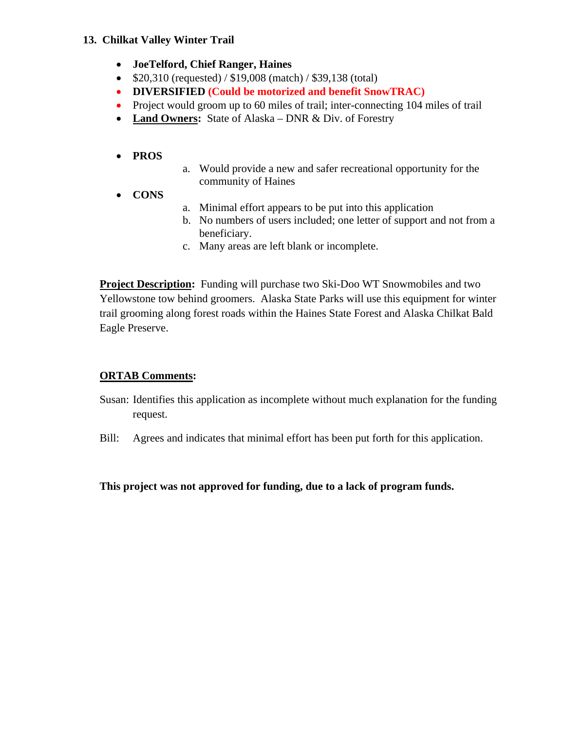**13. Chilkat Valley Winter Trail**

- **JoeTelford, Chief Ranger, Haines**
- $20,310 (requested) / $19,008 (match) / $39,138 (total)
- **DIVERSIFIED (Could be motorized and benefit SnowTRAC)**
- Project would groom up to 60 miles of trail; inter-connecting 104 miles of trail
- **Land Owners:** State of Alaska – DNR & Div. of Forestry

- **PROS**
  a. Would provide a new and safer recreational opportunity for the community of Haines
- **CONS**
  a. Minimal effort appears to be put into this application
  b. No numbers of users included; one letter of support and not from a beneficiary.
  c. Many areas are left blank or incomplete.

**Project Description:** Funding will purchase two Ski-Doo WT Snowmobiles and two Yellowstone tow behind groomers. Alaska State Parks will use this equipment for winter trail grooming along forest roads within the Haines State Forest and Alaska Chilkat Bald Eagle Preserve.

**ORTAB Comments:**

Susan: Identifies this application as incomplete without much explanation for the funding request.

Bill: Agrees and indicates that minimal effort has been put forth for this application.

**This project was not approved for funding, due to a lack of program funds.**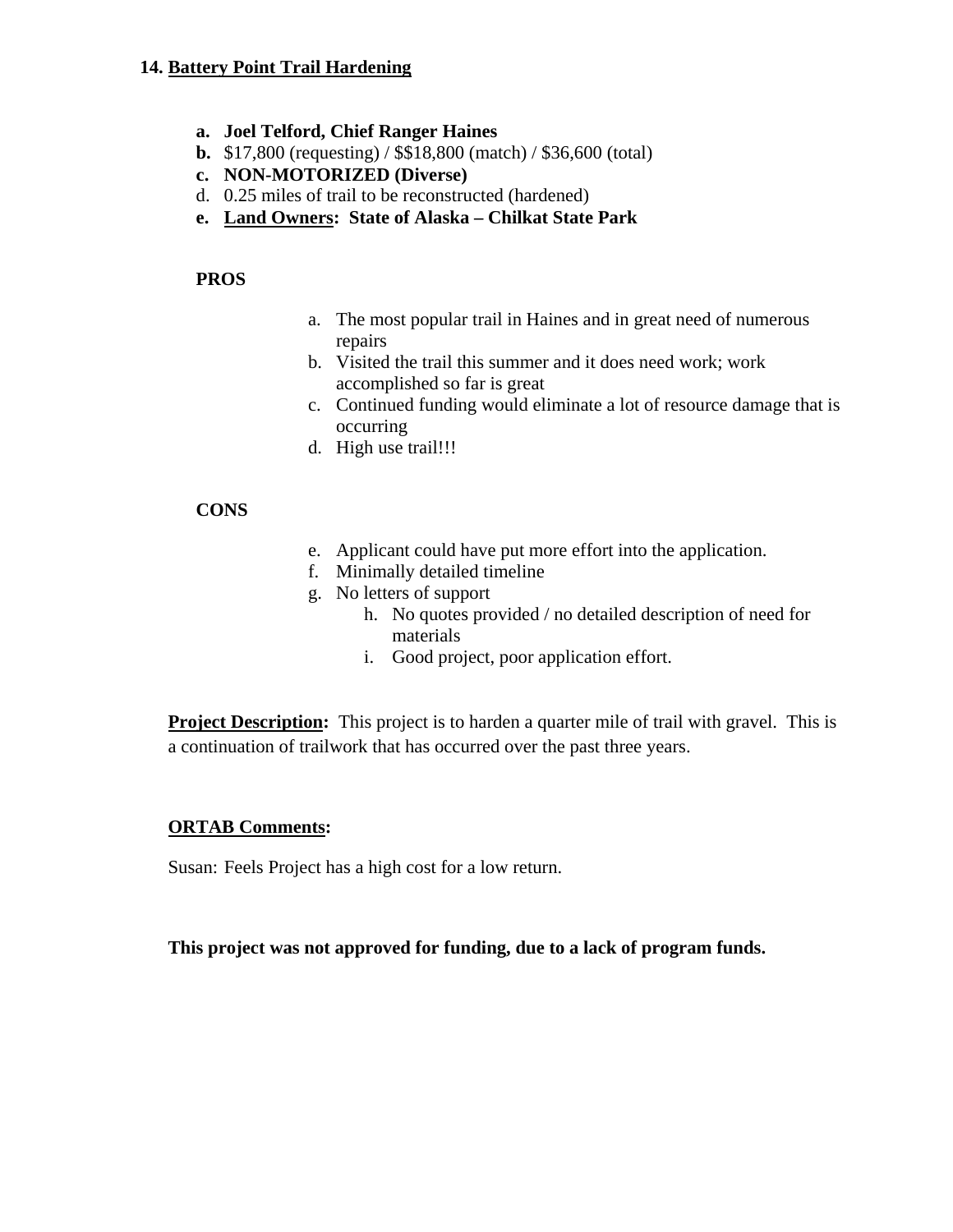## 14. Battery Point Trail Hardening

- **a. Joel Telford, Chief Ranger Haines**
- **b.** $17,800 (requesting) / $$18,800 (match) / $36,600 (total)
- **c. NON-MOTORIZED (Diverse)**
- d. 0.25 miles of trail to be reconstructed (hardened)
- **e. Land Owners: State of Alaska – Chilkat State Park**

**PROS**

- a. The most popular trail in Haines and in great need of numerous repairs
- b. Visited the trail this summer and it does need work; work accomplished so far is great
- c. Continued funding would eliminate a lot of resource damage that is occurring
- d. High use trail!!!

**CONS**

- e. Applicant could have put more effort into the application.
- f. Minimally detailed timeline
- g. No letters of support
  - h. No quotes provided / no detailed description of need for materials
  - i. Good project, poor application effort.

**Project Description:** This project is to harden a quarter mile of trail with gravel. This is a continuation of trailwork that has occurred over the past three years.

**ORTAB Comments:**

Susan: Feels Project has a high cost for a low return.

**This project was not approved for funding, due to a lack of program funds.**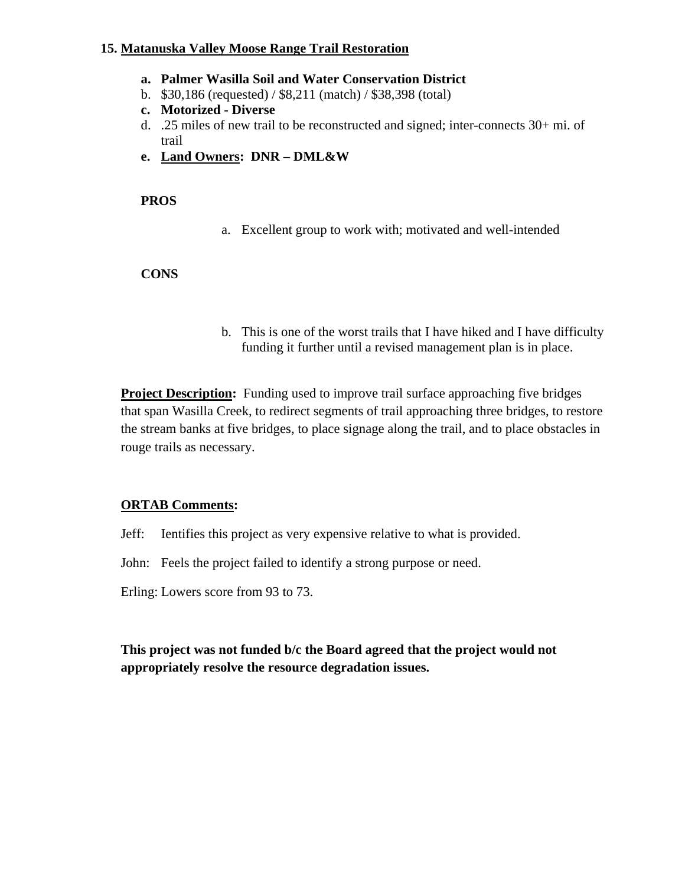**15. Matanuska Valley Moose Range Trail Restoration**

- **a. Palmer Wasilla Soil and Water Conservation District**
- b. $30,186 (requested) / $8,211 (match) / $38,398 (total)
- **c. Motorized - Diverse**
- d. .25 miles of new trail to be reconstructed and signed; inter-connects 30+ mi. of trail
- **e. Land Owners: DNR – DML&W**

**PROS**

a. Excellent group to work with; motivated and well-intended

**CONS**

b. This is one of the worst trails that I have hiked and I have difficulty funding it further until a revised management plan is in place.

**Project Description:** Funding used to improve trail surface approaching five bridges that span Wasilla Creek, to redirect segments of trail approaching three bridges, to restore the stream banks at five bridges, to place signage along the trail, and to place obstacles in rouge trails as necessary.

**ORTAB Comments:**

Jeff: Ientifies this project as very expensive relative to what is provided.

John: Feels the project failed to identify a strong purpose or need.

Erling: Lowers score from 93 to 73.

**This project was not funded b/c the Board agreed that the project would not appropriately resolve the resource degradation issues.**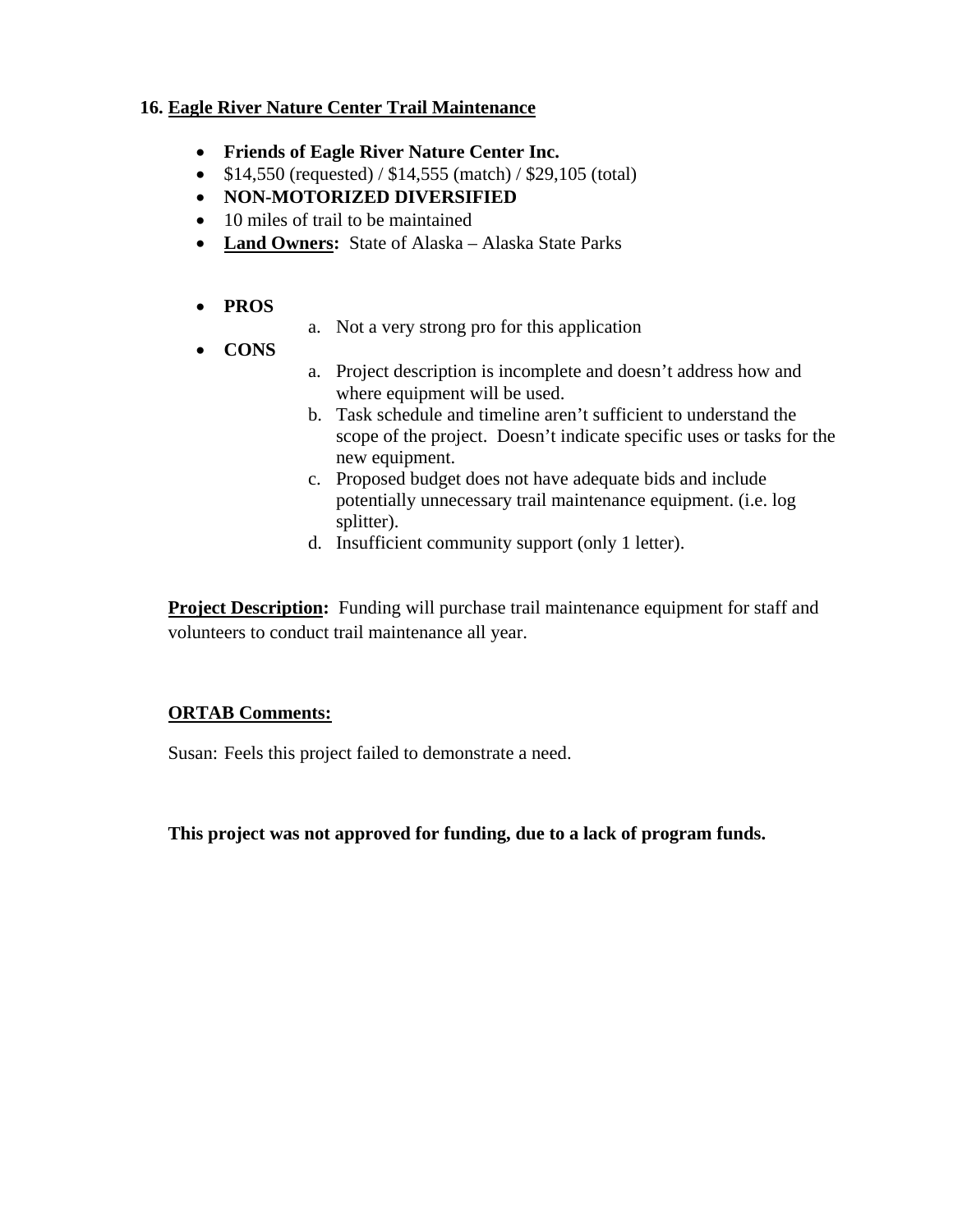### 16. <u>Eagle River Nature Center Trail Maintenance</u>

- **Friends of Eagle River Nature Center Inc.**
- $14,550 (requested) / $14,555 (match) / $29,105 (total)
- **NON-MOTORIZED DIVERSIFIED**
- 10 miles of trail to be maintained
- **<u>Land Owners</u>:** State of Alaska – Alaska State Parks

- **PROS**
  a. Not a very strong pro for this application
- **CONS**
  a. Project description is incomplete and doesn't address how and where equipment will be used.
  b. Task schedule and timeline aren't sufficient to understand the scope of the project. Doesn't indicate specific uses or tasks for the new equipment.
  c. Proposed budget does not have adequate bids and include potentially unnecessary trail maintenance equipment. (i.e. log splitter).
  d. Insufficient community support (only 1 letter).

**<u>Project Description</u>:** Funding will purchase trail maintenance equipment for staff and volunteers to conduct trail maintenance all year.

**<u>ORTAB Comments:</u>**

Susan: Feels this project failed to demonstrate a need.

**This project was not approved for funding, due to a lack of program funds.**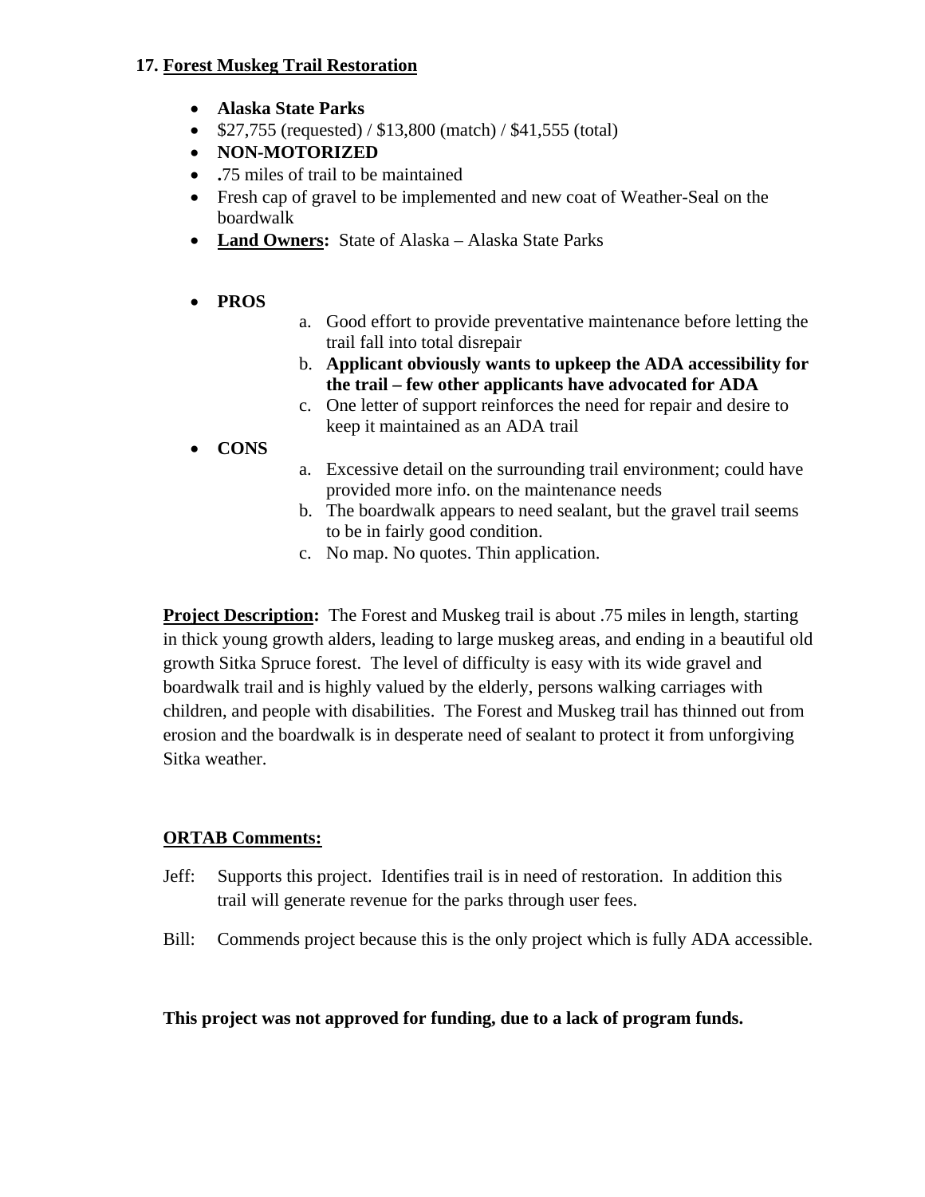**17. <u>Forest Muskeg Trail Restoration</u>**

- **Alaska State Parks**
- $27,755 (requested) / $13,800 (match) / $41,555 (total)
- **NON-MOTORIZED**
- **.**75 miles of trail to be maintained
- Fresh cap of gravel to be implemented and new coat of Weather-Seal on the boardwalk
- **<u>Land Owners</u>:** State of Alaska – Alaska State Parks

- **PROS**
  a. Good effort to provide preventative maintenance before letting the trail fall into total disrepair
  b. **Applicant obviously wants to upkeep the ADA accessibility for the trail – few other applicants have advocated for ADA**
  c. One letter of support reinforces the need for repair and desire to keep it maintained as an ADA trail
- **CONS**
  a. Excessive detail on the surrounding trail environment; could have provided more info. on the maintenance needs
  b. The boardwalk appears to need sealant, but the gravel trail seems to be in fairly good condition.
  c. No map. No quotes. Thin application.

**<u>Project Description</u>:** The Forest and Muskeg trail is about .75 miles in length, starting in thick young growth alders, leading to large muskeg areas, and ending in a beautiful old growth Sitka Spruce forest. The level of difficulty is easy with its wide gravel and boardwalk trail and is highly valued by the elderly, persons walking carriages with children, and people with disabilities. The Forest and Muskeg trail has thinned out from erosion and the boardwalk is in desperate need of sealant to protect it from unforgiving Sitka weather.

**<u>ORTAB Comments:</u>**

Jeff: Supports this project. Identifies trail is in need of restoration. In addition this trail will generate revenue for the parks through user fees.

Bill: Commends project because this is the only project which is fully ADA accessible.

**This project was not approved for funding, due to a lack of program funds.**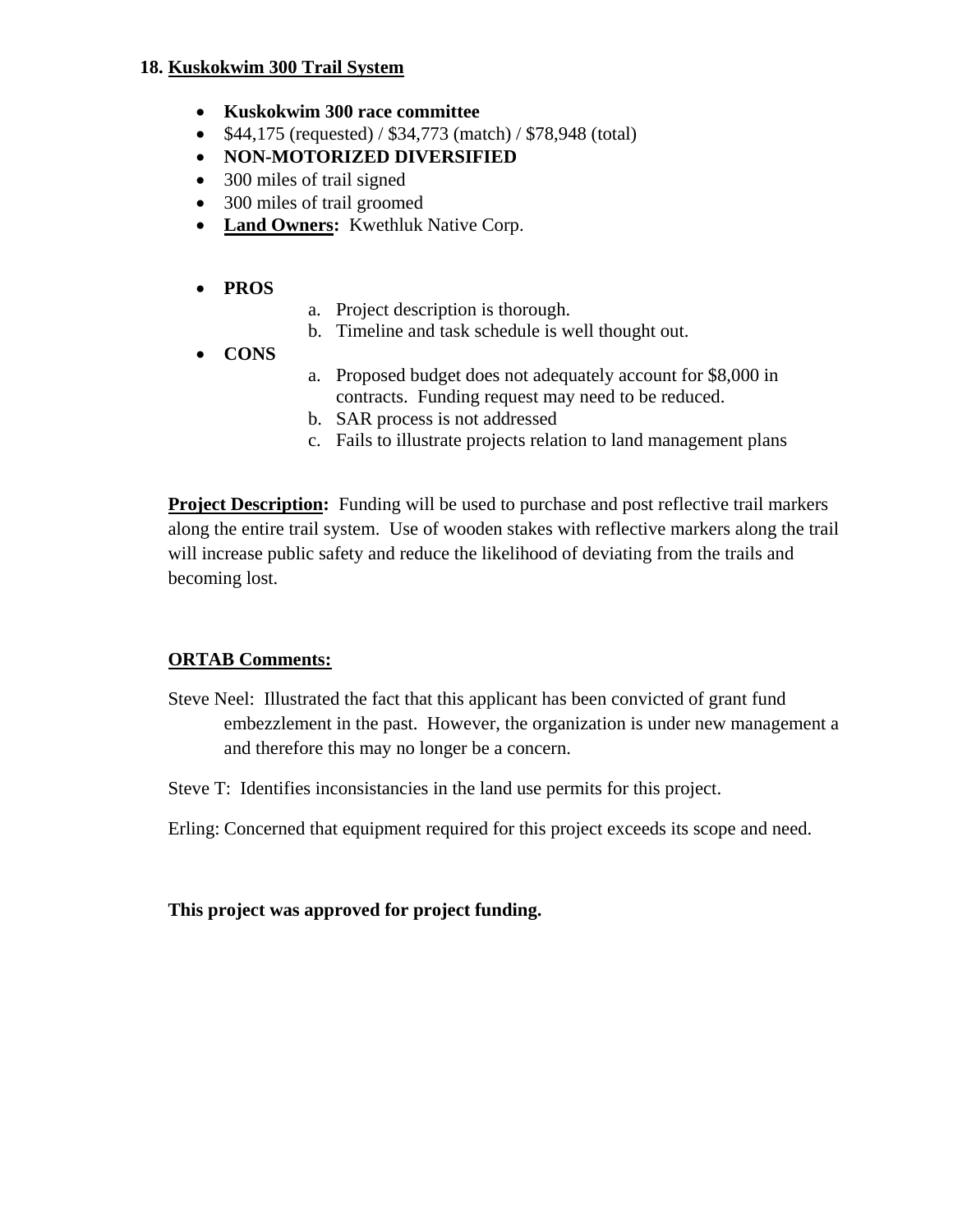**18. <u>Kuskokwim 300 Trail System</u>**

- **Kuskokwim 300 race committee**
- $44,175 (requested) / $34,773 (match) / $78,948 (total)
- **NON-MOTORIZED DIVERSIFIED**
- 300 miles of trail signed
- 300 miles of trail groomed
- **<u>Land Owners</u>:** Kwethluk Native Corp.

- **PROS**
  a. Project description is thorough.
  b. Timeline and task schedule is well thought out.
- **CONS**
  a. Proposed budget does not adequately account for $8,000 in contracts. Funding request may need to be reduced.
  b. SAR process is not addressed
  c. Fails to illustrate projects relation to land management plans

**<u>Project Description</u>:** Funding will be used to purchase and post reflective trail markers along the entire trail system. Use of wooden stakes with reflective markers along the trail will increase public safety and reduce the likelihood of deviating from the trails and becoming lost.

**<u>ORTAB Comments:</u>**

Steve Neel: Illustrated the fact that this applicant has been convicted of grant fund embezzlement in the past. However, the organization is under new management a and therefore this may no longer be a concern.

Steve T: Identifies inconsistancies in the land use permits for this project.

Erling: Concerned that equipment required for this project exceeds its scope and need.

**This project was approved for project funding.**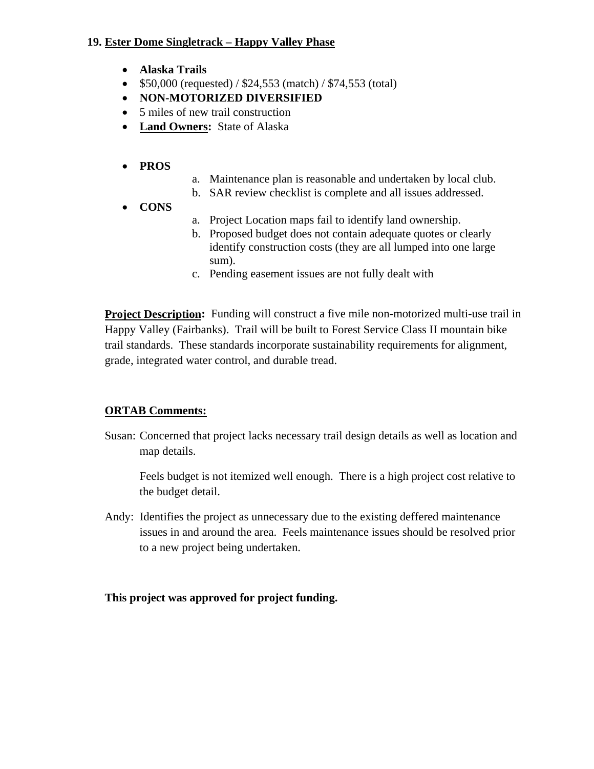**19. Ester Dome Singletrack – Happy Valley Phase**

- **Alaska Trails**
- $50,000 (requested) / $24,553 (match) / $74,553 (total)
- **NON-MOTORIZED DIVERSIFIED**
- 5 miles of new trail construction
- **Land Owners:** State of Alaska

- **PROS**
  a. Maintenance plan is reasonable and undertaken by local club.
  b. SAR review checklist is complete and all issues addressed.
- **CONS**
  a. Project Location maps fail to identify land ownership.
  b. Proposed budget does not contain adequate quotes or clearly identify construction costs (they are all lumped into one large sum).
  c. Pending easement issues are not fully dealt with

**Project Description:** Funding will construct a five mile non-motorized multi-use trail in Happy Valley (Fairbanks). Trail will be built to Forest Service Class II mountain bike trail standards. These standards incorporate sustainability requirements for alignment, grade, integrated water control, and durable tread.

**ORTAB Comments:**

Susan: Concerned that project lacks necessary trail design details as well as location and map details.

Feels budget is not itemized well enough. There is a high project cost relative to the budget detail.

Andy: Identifies the project as unnecessary due to the existing deffered maintenance issues in and around the area. Feels maintenance issues should be resolved prior to a new project being undertaken.

**This project was approved for project funding.**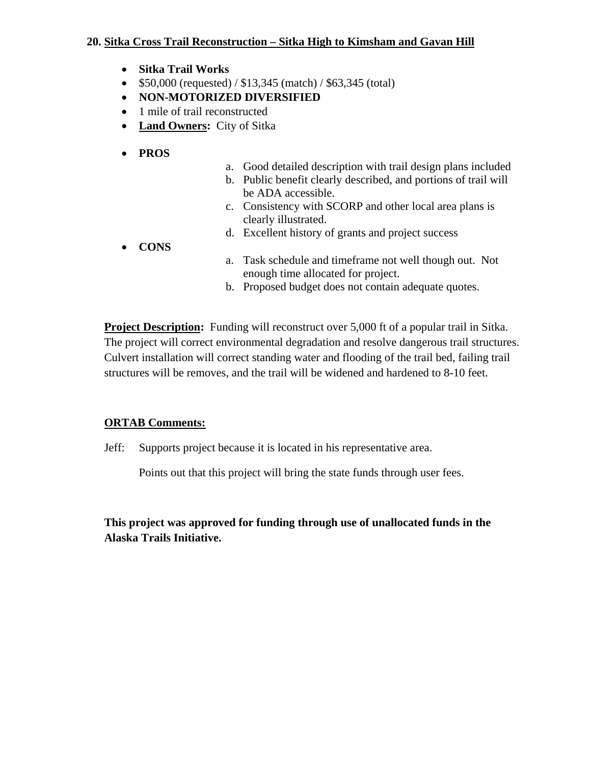**20. <u>Sitka Cross Trail Reconstruction – Sitka High to Kimsham and Gavan Hill</u>**

- **Sitka Trail Works**
- $50,000 (requested) / $13,345 (match) / $63,345 (total)
- **NON-MOTORIZED DIVERSIFIED**
- 1 mile of trail reconstructed
- **Land Owners:** City of Sitka
- **PROS**
  a. Good detailed description with trail design plans included
  b. Public benefit clearly described, and portions of trail will be ADA accessible.
  c. Consistency with SCORP and other local area plans is clearly illustrated.
  d. Excellent history of grants and project success
- **CONS**
  a. Task schedule and timeframe not well though out. Not enough time allocated for project.
  b. Proposed budget does not contain adequate quotes.

**Project Description:** Funding will reconstruct over 5,000 ft of a popular trail in Sitka. The project will correct environmental degradation and resolve dangerous trail structures. Culvert installation will correct standing water and flooding of the trail bed, failing trail structures will be removes, and the trail will be widened and hardened to 8-10 feet.

**ORTAB Comments:**

Jeff: Supports project because it is located in his representative area.

Points out that this project will bring the state funds through user fees.

**This project was approved for funding through use of unallocated funds in the Alaska Trails Initiative.**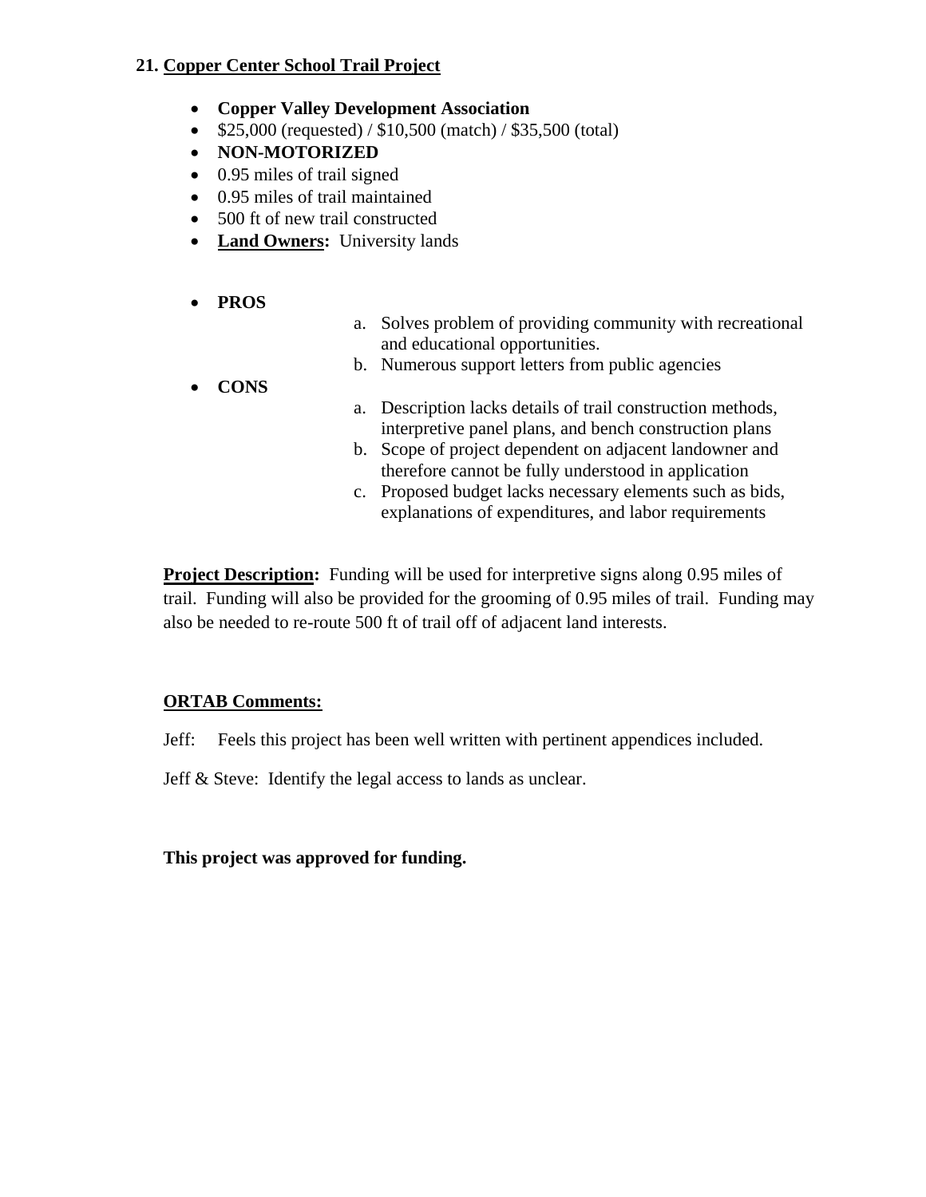**21. <u>Copper Center School Trail Project</u>**

- **Copper Valley Development Association**
- \$25,000 (requested) / \$10,500 (match) / \$35,500 (total)
- **NON-MOTORIZED**
- 0.95 miles of trail signed
- 0.95 miles of trail maintained
- 500 ft of new trail constructed
- **<u>Land Owners</u>:** University lands

- **PROS**
  a. Solves problem of providing community with recreational and educational opportunities.
  b. Numerous support letters from public agencies
- **CONS**
  a. Description lacks details of trail construction methods, interpretive panel plans, and bench construction plans
  b. Scope of project dependent on adjacent landowner and therefore cannot be fully understood in application
  c. Proposed budget lacks necessary elements such as bids, explanations of expenditures, and labor requirements

**<u>Project Description</u>:** Funding will be used for interpretive signs along 0.95 miles of trail. Funding will also be provided for the grooming of 0.95 miles of trail. Funding may also be needed to re-route 500 ft of trail off of adjacent land interests.

**<u>ORTAB Comments:</u>**

Jeff: Feels this project has been well written with pertinent appendices included.

Jeff & Steve: Identify the legal access to lands as unclear.

**This project was approved for funding.**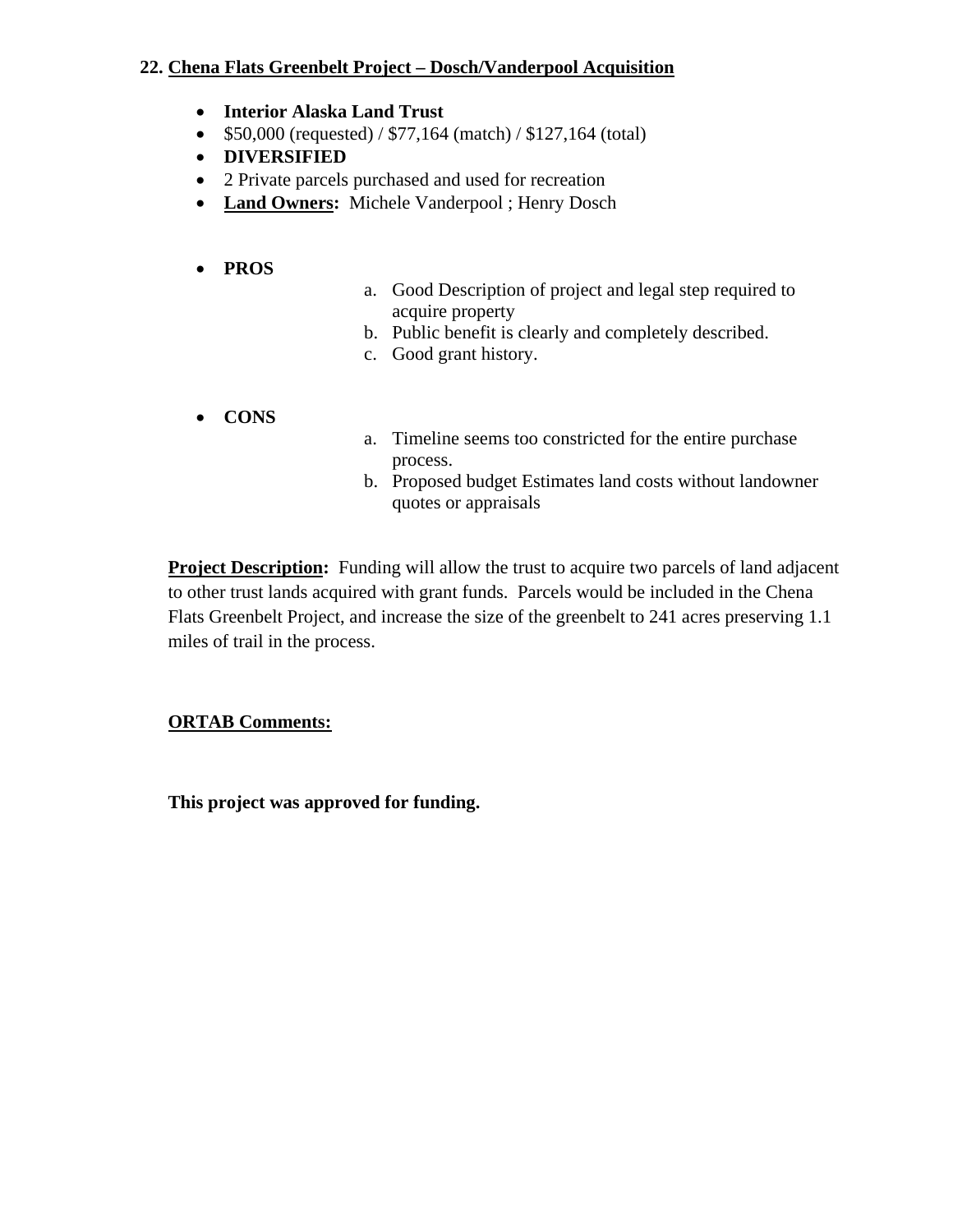## 22. Chena Flats Greenbelt Project – Dosch/Vanderpool Acquisition

- **Interior Alaska Land Trust**
- $50,000 (requested) / $77,164 (match) / $127,164 (total)
- **DIVERSIFIED**
- 2 Private parcels purchased and used for recreation
- **Land Owners:** Michele Vanderpool ; Henry Dosch

- **PROS**
  a. Good Description of project and legal step required to acquire property
  b. Public benefit is clearly and completely described.
  c. Good grant history.

- **CONS**
  a. Timeline seems too constricted for the entire purchase process.
  b. Proposed budget Estimates land costs without landowner quotes or appraisals

**Project Description:** Funding will allow the trust to acquire two parcels of land adjacent to other trust lands acquired with grant funds. Parcels would be included in the Chena Flats Greenbelt Project, and increase the size of the greenbelt to 241 acres preserving 1.1 miles of trail in the process.

**ORTAB Comments:**

**This project was approved for funding.**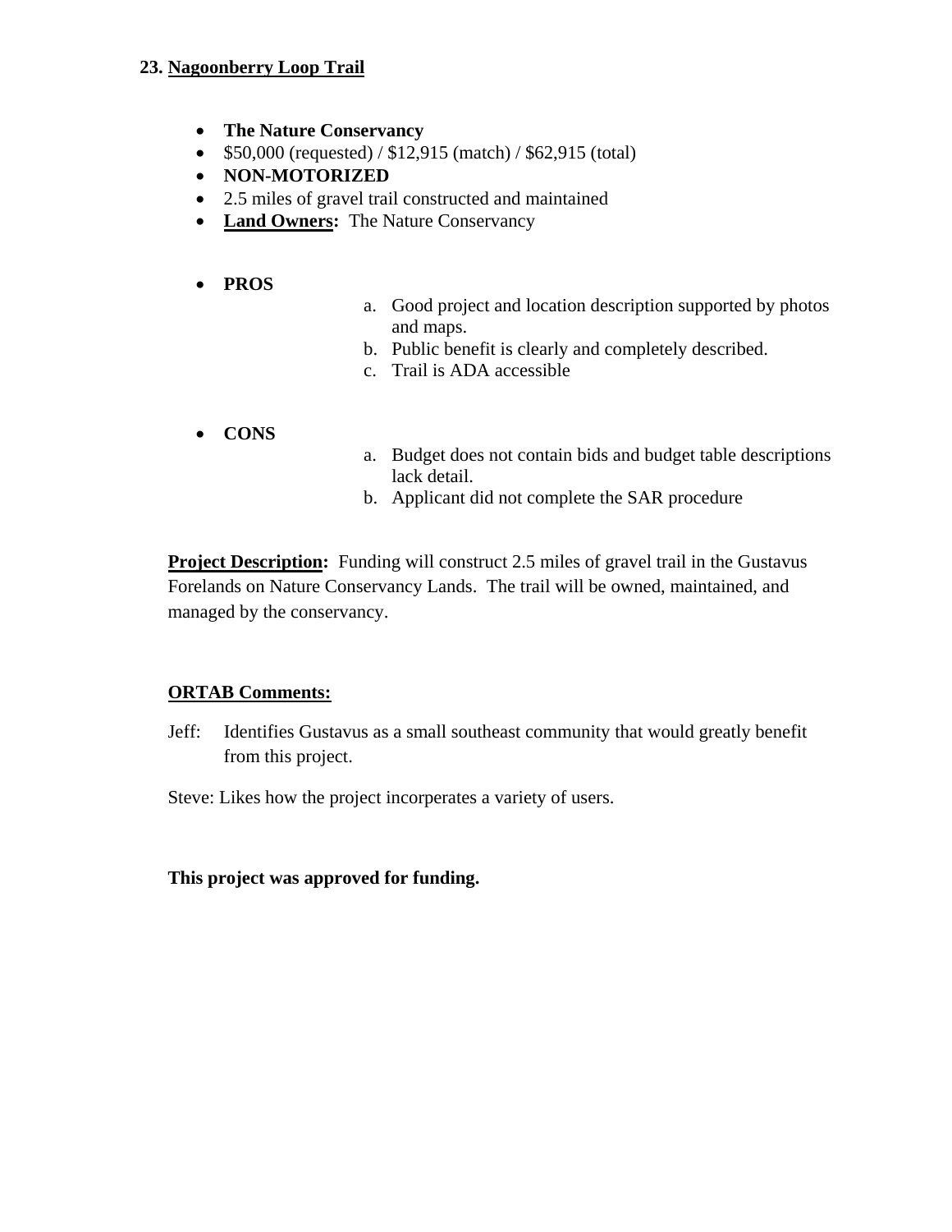### 23. Nagoonberry Loop Trail

- **The Nature Conservancy**
- $50,000 (requested) / $12,915 (match) / $62,915 (total)
- **NON-MOTORIZED**
- 2.5 miles of gravel trail constructed and maintained
- **Land Owners:** The Nature Conservancy

- **PROS**
  a. Good project and location description supported by photos and maps.
  b. Public benefit is clearly and completely described.
  c. Trail is ADA accessible

- **CONS**
  a. Budget does not contain bids and budget table descriptions lack detail.
  b. Applicant did not complete the SAR procedure

**Project Description:** Funding will construct 2.5 miles of gravel trail in the Gustavus Forelands on Nature Conservancy Lands. The trail will be owned, maintained, and managed by the conservancy.

**ORTAB Comments:**

Jeff: Identifies Gustavus as a small southeast community that would greatly benefit from this project.

Steve: Likes how the project incorperates a variety of users.

**This project was approved for funding.**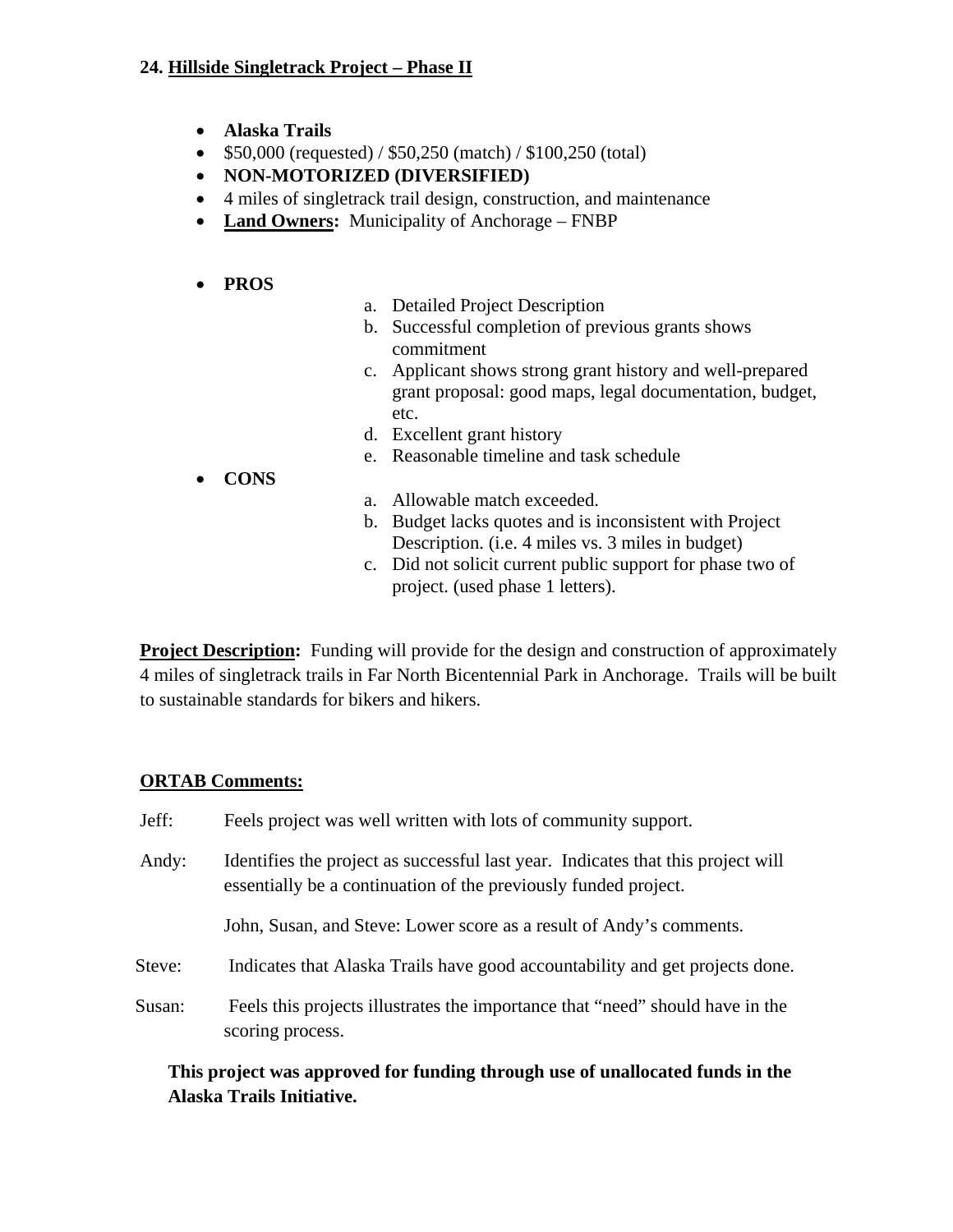**24. Hillside Singletrack Project – Phase II**

- **Alaska Trails**
- $50,000 (requested) / $50,250 (match) / $100,250 (total)
- **NON-MOTORIZED (DIVERSIFIED)**
- 4 miles of singletrack trail design, construction, and maintenance
- **Land Owners:** Municipality of Anchorage – FNBP

- **PROS**
  a. Detailed Project Description
  b. Successful completion of previous grants shows commitment
  c. Applicant shows strong grant history and well-prepared grant proposal: good maps, legal documentation, budget, etc.
  d. Excellent grant history
  e. Reasonable timeline and task schedule
- **CONS**
  a. Allowable match exceeded.
  b. Budget lacks quotes and is inconsistent with Project Description. (i.e. 4 miles vs. 3 miles in budget)
  c. Did not solicit current public support for phase two of project. (used phase 1 letters).

**Project Description:** Funding will provide for the design and construction of approximately 4 miles of singletrack trails in Far North Bicentennial Park in Anchorage. Trails will be built to sustainable standards for bikers and hikers.

**ORTAB Comments:**

Jeff: Feels project was well written with lots of community support.

Andy: Identifies the project as successful last year. Indicates that this project will essentially be a continuation of the previously funded project.

John, Susan, and Steve: Lower score as a result of Andy's comments.

Steve: Indicates that Alaska Trails have good accountability and get projects done.

Susan: Feels this projects illustrates the importance that "need" should have in the scoring process.

**This project was approved for funding through use of unallocated funds in the Alaska Trails Initiative.**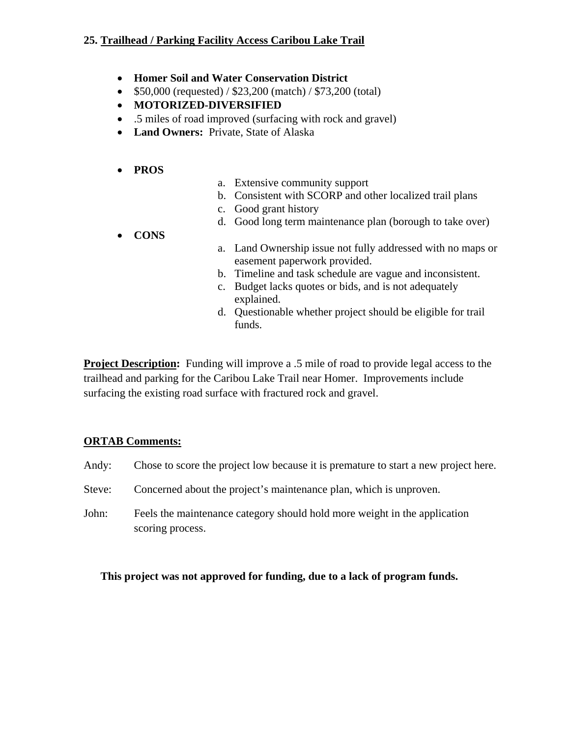### 25. Trailhead / Parking Facility Access Caribou Lake Trail

- **Homer Soil and Water Conservation District**
- $50,000 (requested) / $23,200 (match) / $73,200 (total)
- **MOTORIZED-DIVERSIFIED**
- .5 miles of road improved (surfacing with rock and gravel)
- **Land Owners:** Private, State of Alaska

- **PROS**
  a. Extensive community support
  b. Consistent with SCORP and other localized trail plans
  c. Good grant history
  d. Good long term maintenance plan (borough to take over)
- **CONS**
  a. Land Ownership issue not fully addressed with no maps or easement paperwork provided.
  b. Timeline and task schedule are vague and inconsistent.
  c. Budget lacks quotes or bids, and is not adequately explained.
  d. Questionable whether project should be eligible for trail funds.

**Project Description:** Funding will improve a .5 mile of road to provide legal access to the trailhead and parking for the Caribou Lake Trail near Homer. Improvements include surfacing the existing road surface with fractured rock and gravel.

**ORTAB Comments:**

Andy: Chose to score the project low because it is premature to start a new project here.

Steve: Concerned about the project's maintenance plan, which is unproven.

John: Feels the maintenance category should hold more weight in the application scoring process.

**This project was not approved for funding, due to a lack of program funds.**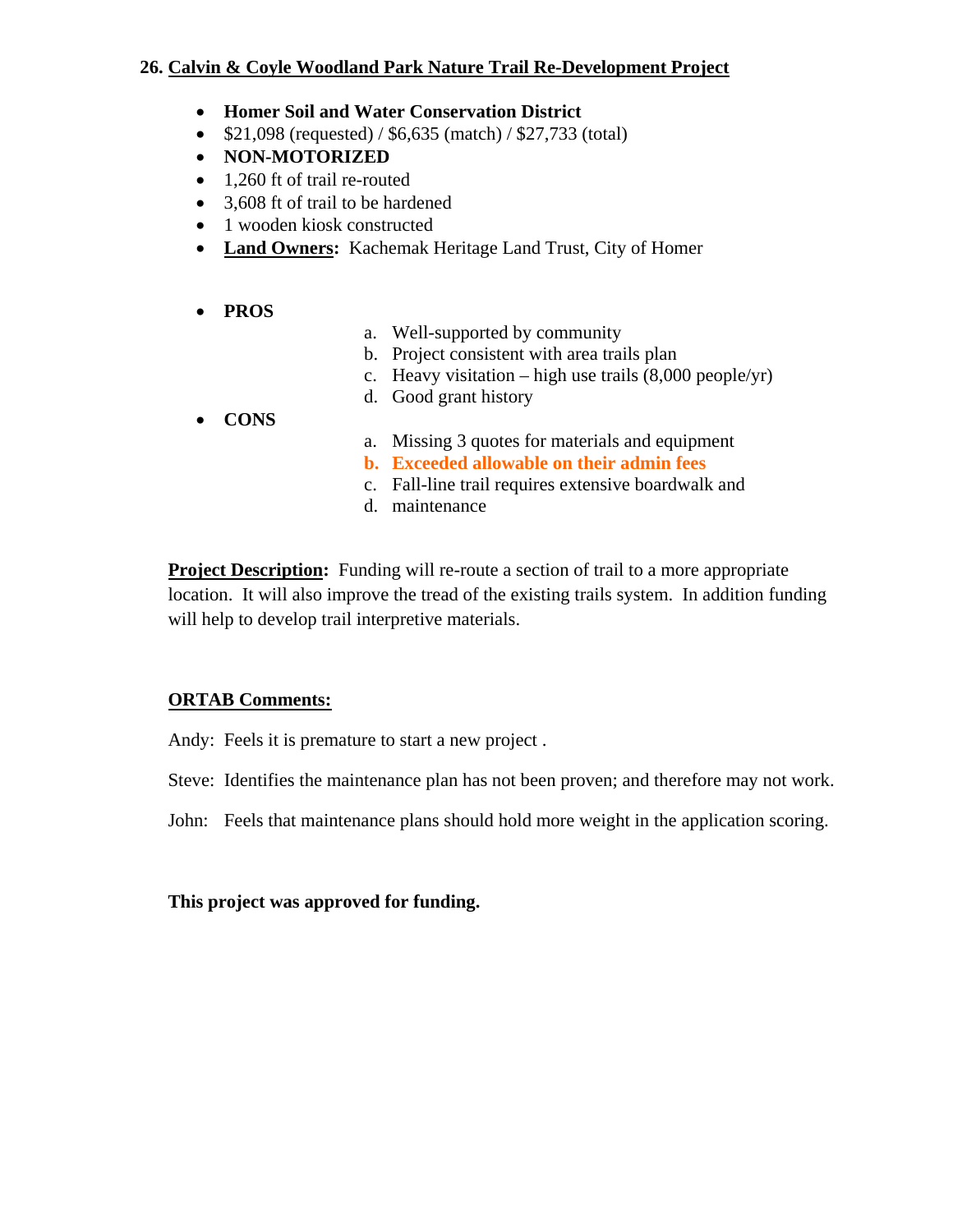## 26. Calvin & Coyle Woodland Park Nature Trail Re-Development Project

- **Homer Soil and Water Conservation District**
- \$21,098 (requested) / \$6,635 (match) / \$27,733 (total)
- **NON-MOTORIZED**
- 1,260 ft of trail re-routed
- 3,608 ft of trail to be hardened
- 1 wooden kiosk constructed
- **Land Owners:** Kachemak Heritage Land Trust, City of Homer

- **PROS**
  a. Well-supported by community
  b. Project consistent with area trails plan
  c. Heavy visitation – high use trails (8,000 people/yr)
  d. Good grant history
- **CONS**
  a. Missing 3 quotes for materials and equipment
  b. **Exceeded allowable on their admin fees**
  c. Fall-line trail requires extensive boardwalk and
  d. maintenance

**Project Description:** Funding will re-route a section of trail to a more appropriate location. It will also improve the tread of the existing trails system. In addition funding will help to develop trail interpretive materials.

**ORTAB Comments:**

Andy: Feels it is premature to start a new project .

Steve: Identifies the maintenance plan has not been proven; and therefore may not work.

John: Feels that maintenance plans should hold more weight in the application scoring.

**This project was approved for funding.**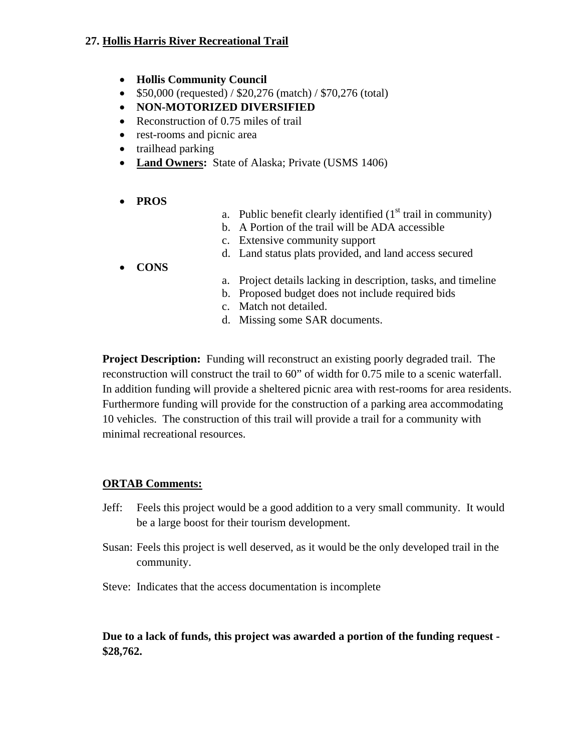## 27. <u>Hollis Harris River Recreational Trail</u>

- **Hollis Community Council**
- $50,000 (requested) / $20,276 (match) / $70,276 (total)
- **NON-MOTORIZED DIVERSIFIED**
- Reconstruction of 0.75 miles of trail
- rest-rooms and picnic area
- trailhead parking
- **<u>Land Owners</u>:** State of Alaska; Private (USMS 1406)

- **PROS**
  a. Public benefit clearly identified (1st trail in community)
  b. A Portion of the trail will be ADA accessible
  c. Extensive community support
  d. Land status plats provided, and land access secured
- **CONS**
  a. Project details lacking in description, tasks, and timeline
  b. Proposed budget does not include required bids
  c. Match not detailed.
  d. Missing some SAR documents.

**Project Description:** Funding will reconstruct an existing poorly degraded trail. The reconstruction will construct the trail to 60" of width for 0.75 mile to a scenic waterfall. In addition funding will provide a sheltered picnic area with rest-rooms for area residents. Furthermore funding will provide for the construction of a parking area accommodating 10 vehicles. The construction of this trail will provide a trail for a community with minimal recreational resources.

**<u>ORTAB Comments:</u>**

Jeff: Feels this project would be a good addition to a very small community. It would be a large boost for their tourism development.

Susan: Feels this project is well deserved, as it would be the only developed trail in the community.

Steve: Indicates that the access documentation is incomplete

**Due to a lack of funds, this project was awarded a portion of the funding request - $28,762.**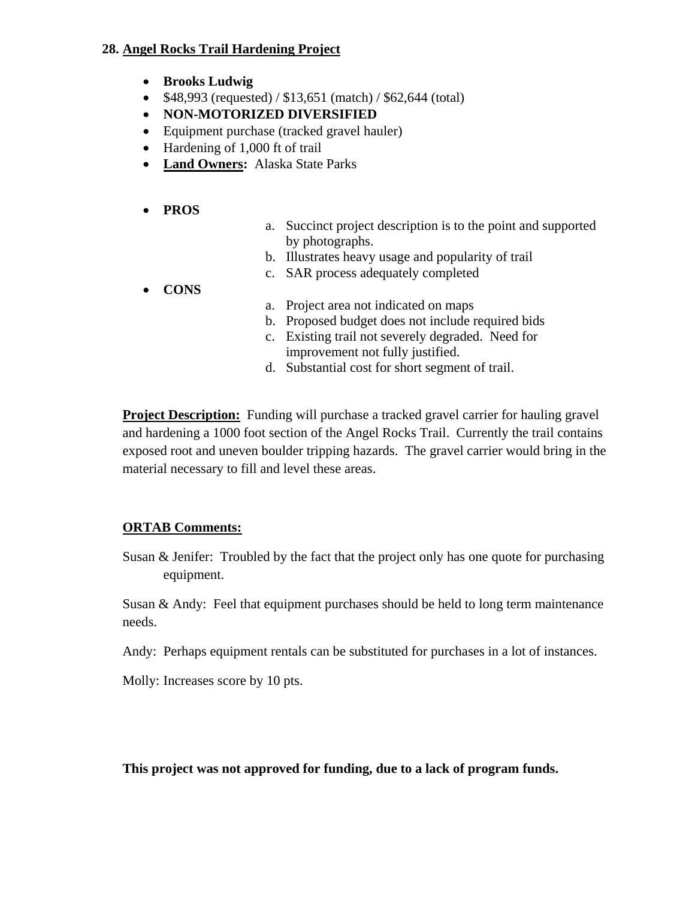**28. <u>Angel Rocks Trail Hardening Project</u>**

- **Brooks Ludwig**
- $48,993 (requested) / $13,651 (match) / $62,644 (total)
- **NON-MOTORIZED DIVERSIFIED**
- Equipment purchase (tracked gravel hauler)
- Hardening of 1,000 ft of trail
- **<u>Land Owners</u>:** Alaska State Parks

- **PROS**
  a. Succinct project description is to the point and supported by photographs.
  b. Illustrates heavy usage and popularity of trail
  c. SAR process adequately completed
- **CONS**
  a. Project area not indicated on maps
  b. Proposed budget does not include required bids
  c. Existing trail not severely degraded. Need for improvement not fully justified.
  d. Substantial cost for short segment of trail.

**<u>Project Description:</u>** Funding will purchase a tracked gravel carrier for hauling gravel and hardening a 1000 foot section of the Angel Rocks Trail. Currently the trail contains exposed root and uneven boulder tripping hazards. The gravel carrier would bring in the material necessary to fill and level these areas.

**<u>ORTAB Comments:</u>**

Susan & Jenifer: Troubled by the fact that the project only has one quote for purchasing equipment.

Susan & Andy: Feel that equipment purchases should be held to long term maintenance needs.

Andy: Perhaps equipment rentals can be substituted for purchases in a lot of instances.

Molly: Increases score by 10 pts.

**This project was not approved for funding, due to a lack of program funds.**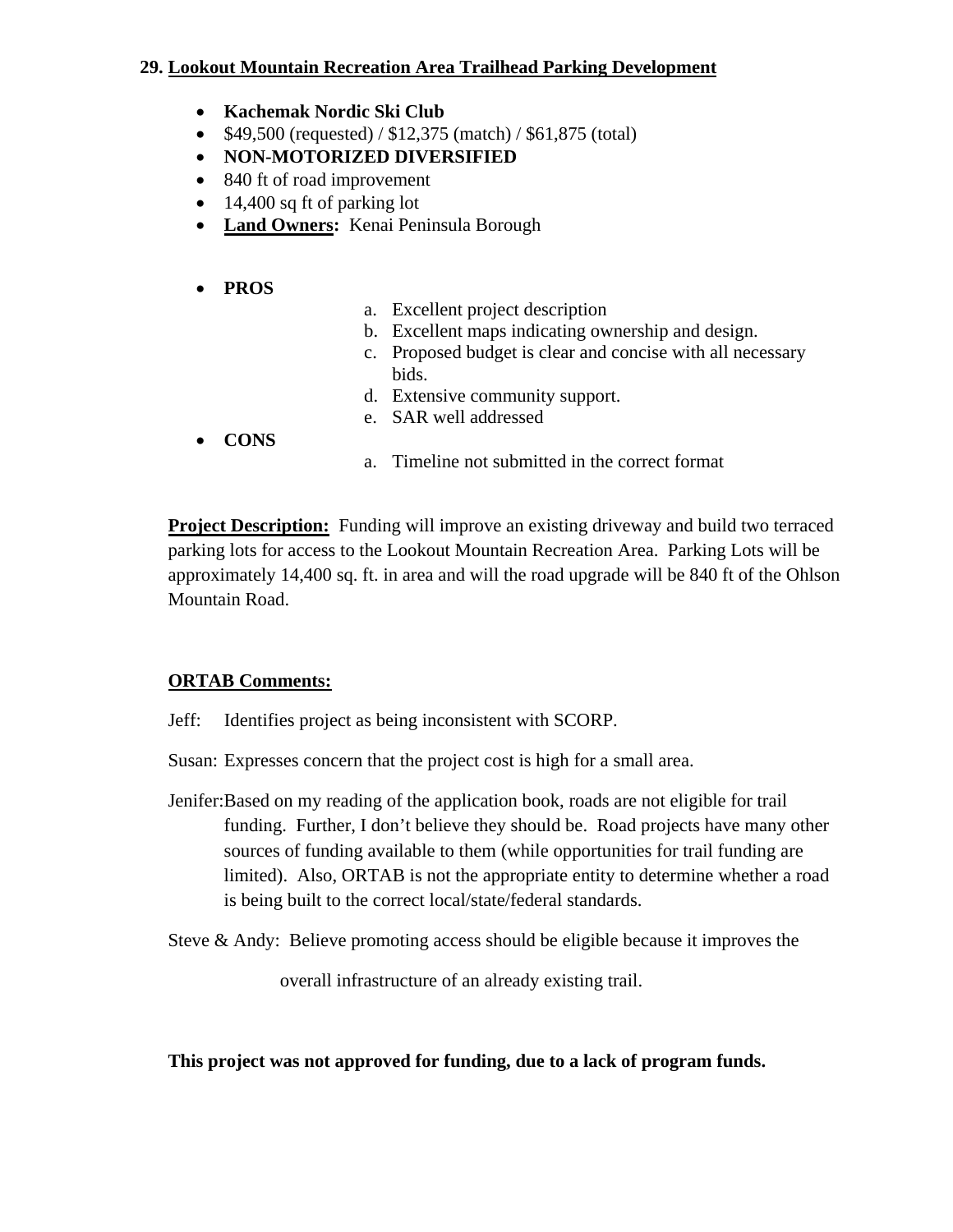## 29. <u>Lookout Mountain Recreation Area Trailhead Parking Development</u>

- **Kachemak Nordic Ski Club**
- $49,500 (requested) / $12,375 (match) / $61,875 (total)
- **NON-MOTORIZED DIVERSIFIED**
- 840 ft of road improvement
- 14,400 sq ft of parking lot
- **<u>Land Owners</u>:** Kenai Peninsula Borough

- **PROS**
    a. Excellent project description
    b. Excellent maps indicating ownership and design.
    c. Proposed budget is clear and concise with all necessary bids.
    d. Extensive community support.
    e. SAR well addressed
- **CONS**
    a. Timeline not submitted in the correct format

**<u>Project Description:</u>** Funding will improve an existing driveway and build two terraced parking lots for access to the Lookout Mountain Recreation Area. Parking Lots will be approximately 14,400 sq. ft. in area and will the road upgrade will be 840 ft of the Ohlson Mountain Road.

**<u>ORTAB Comments:</u>**

Jeff: Identifies project as being inconsistent with SCORP.

Susan: Expresses concern that the project cost is high for a small area.

Jenifer: Based on my reading of the application book, roads are not eligible for trail funding. Further, I don't believe they should be. Road projects have many other sources of funding available to them (while opportunities for trail funding are limited). Also, ORTAB is not the appropriate entity to determine whether a road is being built to the correct local/state/federal standards.

Steve & Andy: Believe promoting access should be eligible because it improves the overall infrastructure of an already existing trail.

**This project was not approved for funding, due to a lack of program funds.**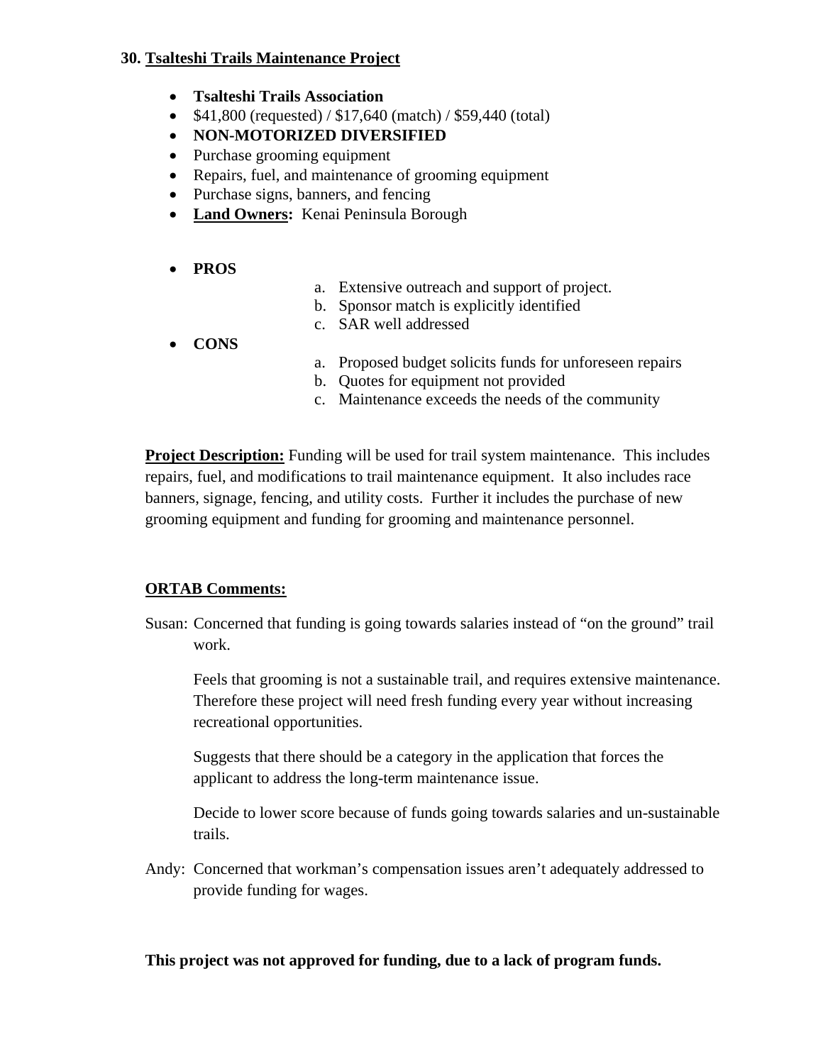**30. Tsalteshi Trails Maintenance Project**

- **Tsalteshi Trails Association**
- $41,800 (requested) / $17,640 (match) / $59,440 (total)
- **NON-MOTORIZED DIVERSIFIED**
- Purchase grooming equipment
- Repairs, fuel, and maintenance of grooming equipment
- Purchase signs, banners, and fencing
- **Land Owners:** Kenai Peninsula Borough

- **PROS**
  a. Extensive outreach and support of project.
  b. Sponsor match is explicitly identified
  c. SAR well addressed
- **CONS**
  a. Proposed budget solicits funds for unforeseen repairs
  b. Quotes for equipment not provided
  c. Maintenance exceeds the needs of the community

**Project Description:** Funding will be used for trail system maintenance. This includes repairs, fuel, and modifications to trail maintenance equipment. It also includes race banners, signage, fencing, and utility costs. Further it includes the purchase of new grooming equipment and funding for grooming and maintenance personnel.

**ORTAB Comments:**

Susan: Concerned that funding is going towards salaries instead of "on the ground" trail work.

Feels that grooming is not a sustainable trail, and requires extensive maintenance. Therefore these project will need fresh funding every year without increasing recreational opportunities.

Suggests that there should be a category in the application that forces the applicant to address the long-term maintenance issue.

Decide to lower score because of funds going towards salaries and un-sustainable trails.

Andy: Concerned that workman's compensation issues aren't adequately addressed to provide funding for wages.

**This project was not approved for funding, due to a lack of program funds.**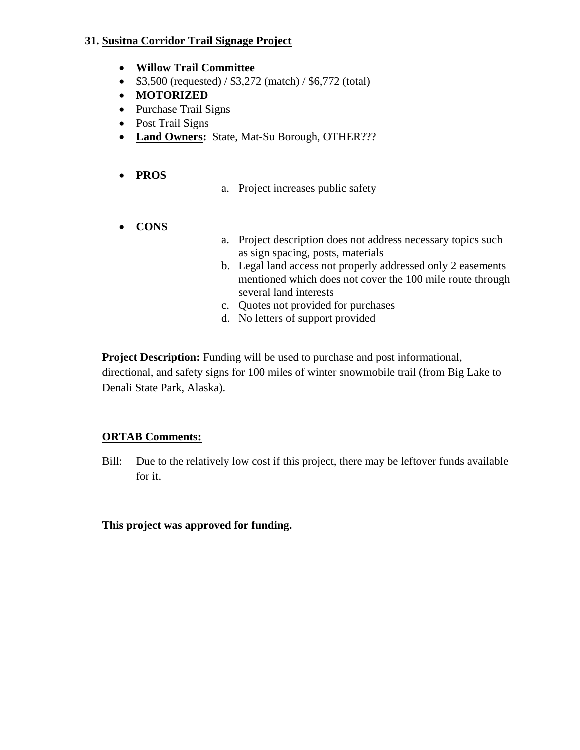### 31. <u>Susitna Corridor Trail Signage Project</u>

- **Willow Trail Committee**
- $3,500 (requested) / $3,272 (match) / $6,772 (total)
- **MOTORIZED**
- Purchase Trail Signs
- Post Trail Signs
- **<u>Land Owners</u>:** State, Mat-Su Borough, OTHER???

- **PROS**
  a. Project increases public safety

- **CONS**
  a. Project description does not address necessary topics such as sign spacing, posts, materials
  b. Legal land access not properly addressed only 2 easements mentioned which does not cover the 100 mile route through several land interests
  c. Quotes not provided for purchases
  d. No letters of support provided

**Project Description:** Funding will be used to purchase and post informational, directional, and safety signs for 100 miles of winter snowmobile trail (from Big Lake to Denali State Park, Alaska).

**<u>ORTAB Comments:</u>**

Bill: Due to the relatively low cost if this project, there may be leftover funds available for it.

**This project was approved for funding.**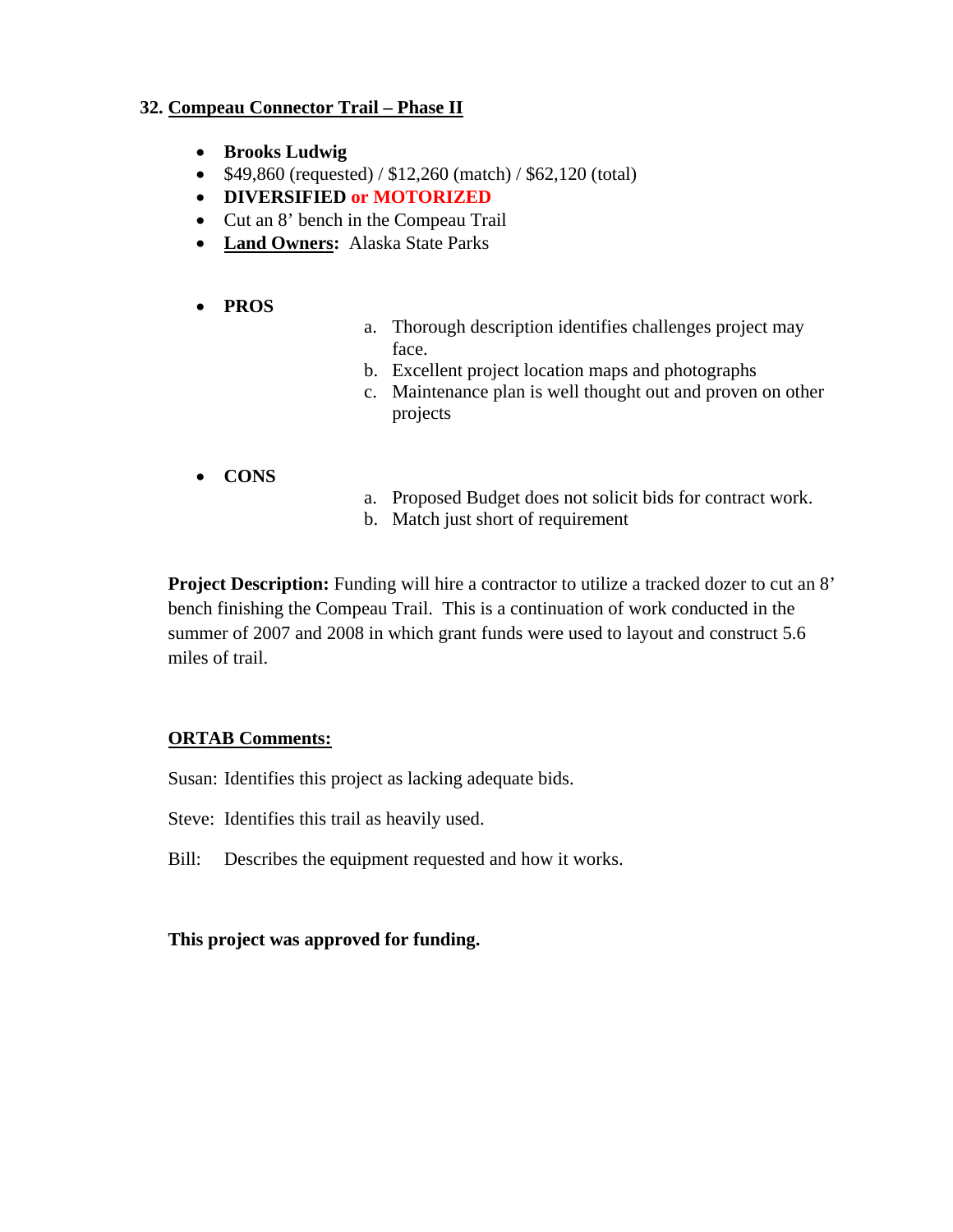## 32. Compeau Connector Trail – Phase II

- **Brooks Ludwig**
- $49,860 (requested) / $12,260 (match) / $62,120 (total)
- **DIVERSIFIED or MOTORIZED**
- Cut an 8' bench in the Compeau Trail
- **Land Owners:** Alaska State Parks

- **PROS**
  a. Thorough description identifies challenges project may face.
  b. Excellent project location maps and photographs
  c. Maintenance plan is well thought out and proven on other projects

- **CONS**
  a. Proposed Budget does not solicit bids for contract work.
  b. Match just short of requirement

**Project Description:** Funding will hire a contractor to utilize a tracked dozer to cut an 8' bench finishing the Compeau Trail. This is a continuation of work conducted in the summer of 2007 and 2008 in which grant funds were used to layout and construct 5.6 miles of trail.

**ORTAB Comments:**

Susan: Identifies this project as lacking adequate bids.

Steve: Identifies this trail as heavily used.

Bill: Describes the equipment requested and how it works.

**This project was approved for funding.**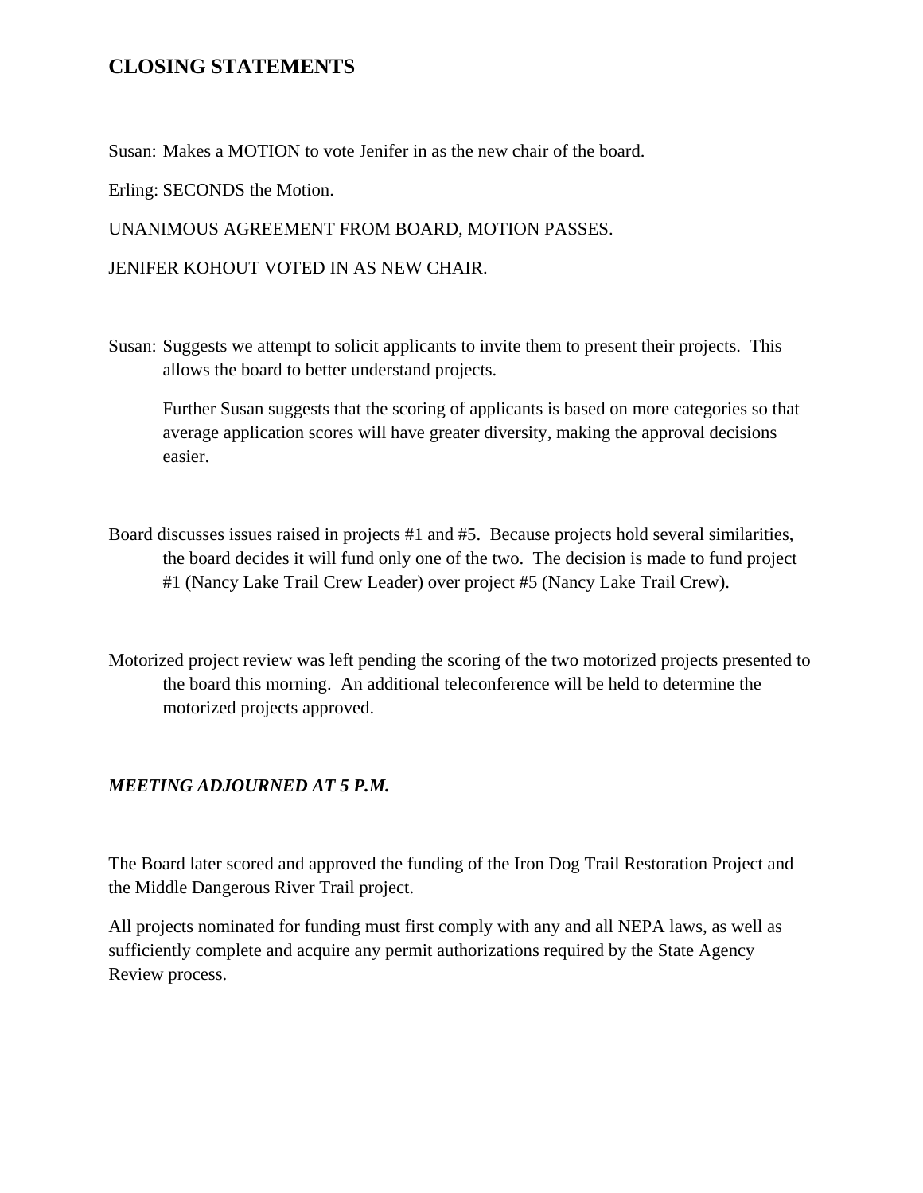## CLOSING STATEMENTS

Susan: Makes a MOTION to vote Jenifer in as the new chair of the board.

Erling: SECONDS the Motion.

UNANIMOUS AGREEMENT FROM BOARD, MOTION PASSES.

JENIFER KOHOUT VOTED IN AS NEW CHAIR.

Susan: Suggests we attempt to solicit applicants to invite them to present their projects. This allows the board to better understand projects.

Further Susan suggests that the scoring of applicants is based on more categories so that average application scores will have greater diversity, making the approval decisions easier.

Board discusses issues raised in projects #1 and #5. Because projects hold several similarities, the board decides it will fund only one of the two. The decision is made to fund project #1 (Nancy Lake Trail Crew Leader) over project #5 (Nancy Lake Trail Crew).

Motorized project review was left pending the scoring of the two motorized projects presented to the board this morning. An additional teleconference will be held to determine the motorized projects approved.

***MEETING ADJOURNED AT 5 P.M.***

The Board later scored and approved the funding of the Iron Dog Trail Restoration Project and the Middle Dangerous River Trail project.

All projects nominated for funding must first comply with any and all NEPA laws, as well as sufficiently complete and acquire any permit authorizations required by the State Agency Review process.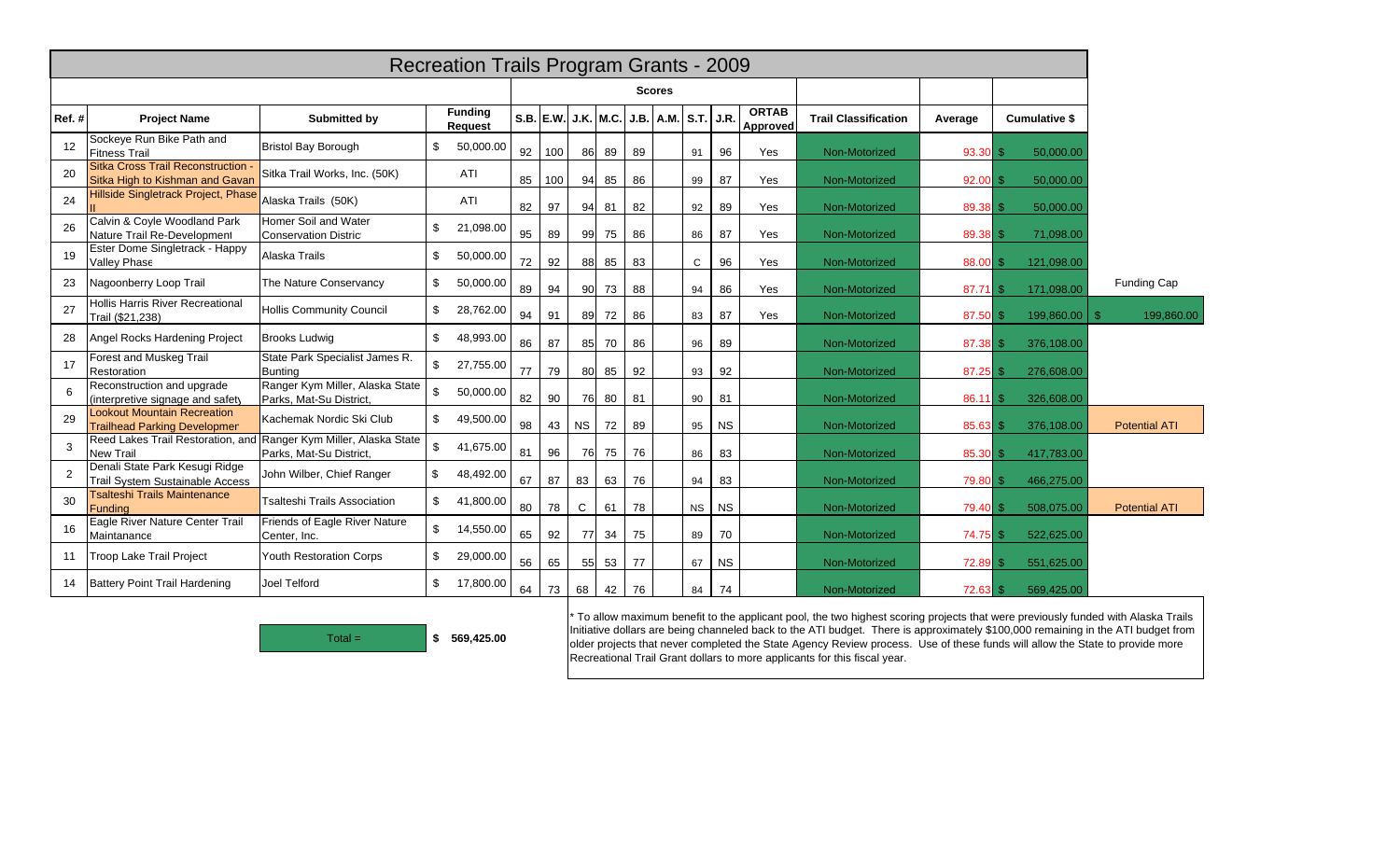# Recreation Trails Program Grants - 2009

| Ref. # | Project Name | Submitted by | Funding Request | S.B. | E.W. | J.K. | M.C. | J.B. | A.M. | S.T. | J.R. | ORTAB Approved | Trail Classification | Average | Cumulative $ | |
|---|---|---|---|---|---|---|---|---|---|---|---|---|---|---|---|---|
| 12 | Sockeye Run Bike Path and Fitness Trail | Bristol Bay Borough | $ 50,000.00 | 92 | 100 | 86 | 89 | 89 | | 91 | 96 | Yes | Non-Motorized | 93.30 | $ 50,000.00 | |
| 20 | Sitka Cross Trail Reconstruction - Sitka High to Kishman and Gavan | Sitka Trail Works, Inc. (50K) | ATI | 85 | 100 | 94 | 85 | 86 | | 99 | 87 | Yes | Non-Motorized | 92.00 | $ 50,000.00 | |
| 24 | Hillside Singletrack Project, Phase II | Alaska Trails (50K) | ATI | 82 | 97 | 94 | 81 | 82 | | 92 | 89 | Yes | Non-Motorized | 89.38 | $ 50,000.00 | |
| 26 | Calvin & Coyle Woodland Park Nature Trail Re-Development | Homer Soil and Water Conservation Distric | $ 21,098.00 | 95 | 89 | 99 | 75 | 86 | | 86 | 87 | Yes | Non-Motorized | 89.38 | $ 71,098.00 | |
| 19 | Ester Dome Singletrack - Happy Valley Phase | Alaska Trails | $ 50,000.00 | 72 | 92 | 88 | 85 | 83 | | C | 96 | Yes | Non-Motorized | 88.00 | $ 121,098.00 | |
| 23 | Nagoonberry Loop Trail | The Nature Conservancy | $ 50,000.00 | 89 | 94 | 90 | 73 | 88 | | 94 | 86 | Yes | Non-Motorized | 87.71 | $ 171,098.00 | Funding Cap |
| 27 | Hollis Harris River Recreational Trail ($21,238) | Hollis Community Council | $ 28,762.00 | 94 | 91 | 89 | 72 | 86 | | 83 | 87 | Yes | Non-Motorized | 87.50 | $ 199,860.00 | $ 199,860.00 |
| 28 | Angel Rocks Hardening Project | Brooks Ludwig | $ 48,993.00 | 86 | 87 | 85 | 70 | 86 | | 96 | 89 | | Non-Motorized | 87.38 | $ 376,108.00 | |
| 17 | Forest and Muskeg Trail Restoration | State Park Specialist James R. Bunting | $ 27,755.00 | 77 | 79 | 80 | 85 | 92 | | 93 | 92 | | Non-Motorized | 87.25 | $ 276,608.00 | |
| 6 | Reconstruction and upgrade (interpretive signage and safety | Ranger Kym Miller, Alaska State Parks, Mat-Su District, | $ 50,000.00 | 82 | 90 | 76 | 80 | 81 | | 90 | 81 | | Non-Motorized | 86.11 | $ 326,608.00 | |
| 29 | Lookout Mountain Recreation Trailhead Parking Developmer | Kachemak Nordic Ski Club | $ 49,500.00 | 98 | 43 | NS | 72 | 89 | | 95 | NS | | Non-Motorized | 85.63 | $ 376,108.00 | Potential ATI |
| 3 | Reed Lakes Trail Restoration, and New Trail | Ranger Kym Miller, Alaska State Parks, Mat-Su District, | $ 41,675.00 | 81 | 96 | 76 | 75 | 76 | | 86 | 83 | | Non-Motorized | 85.30 | $ 417,783.00 | |
| 2 | Denali State Park Kesugi Ridge Trail System Sustainable Access | John Wilber, Chief Ranger | $ 48,492.00 | 67 | 87 | 83 | 63 | 76 | | 94 | 83 | | Non-Motorized | 79.80 | $ 466,275.00 | |
| 30 | Tsalteshi Trails Maintenance Funding | Tsalteshi Trails Association | $ 41,800.00 | 80 | 78 | C | 61 | 78 | | NS | NS | | Non-Motorized | 79.40 | $ 508,075.00 | Potential ATI |
| 16 | Eagle River Nature Center Trail Maintanance | Friends of Eagle River Nature Center, Inc. | $ 14,550.00 | 65 | 92 | 77 | 34 | 75 | | 89 | 70 | | Non-Motorized | 74.75 | $ 522,625.00 | |
| 11 | Troop Lake Trail Project | Youth Restoration Corps | $ 29,000.00 | 56 | 65 | 55 | 53 | 77 | | 67 | NS | | Non-Motorized | 72.89 | $ 551,625.00 | |
| 14 | Battery Point Trail Hardening | Joel Telford | $ 17,800.00 | 64 | 73 | 68 | 42 | 76 | | 84 | 74 | | Non-Motorized | 72.63 | $ 569,425.00 | |

Total = $ 569,425.00

* To allow maximum benefit to the applicant pool, the two highest scoring projects that were previously funded with Alaska Trails Initiative dollars are being channeled back to the ATI budget. There is approximately $100,000 remaining in the ATI budget from older projects that never completed the State Agency Review process. Use of these funds will allow the State to provide more Recreational Trail Grant dollars to more applicants for this fiscal year.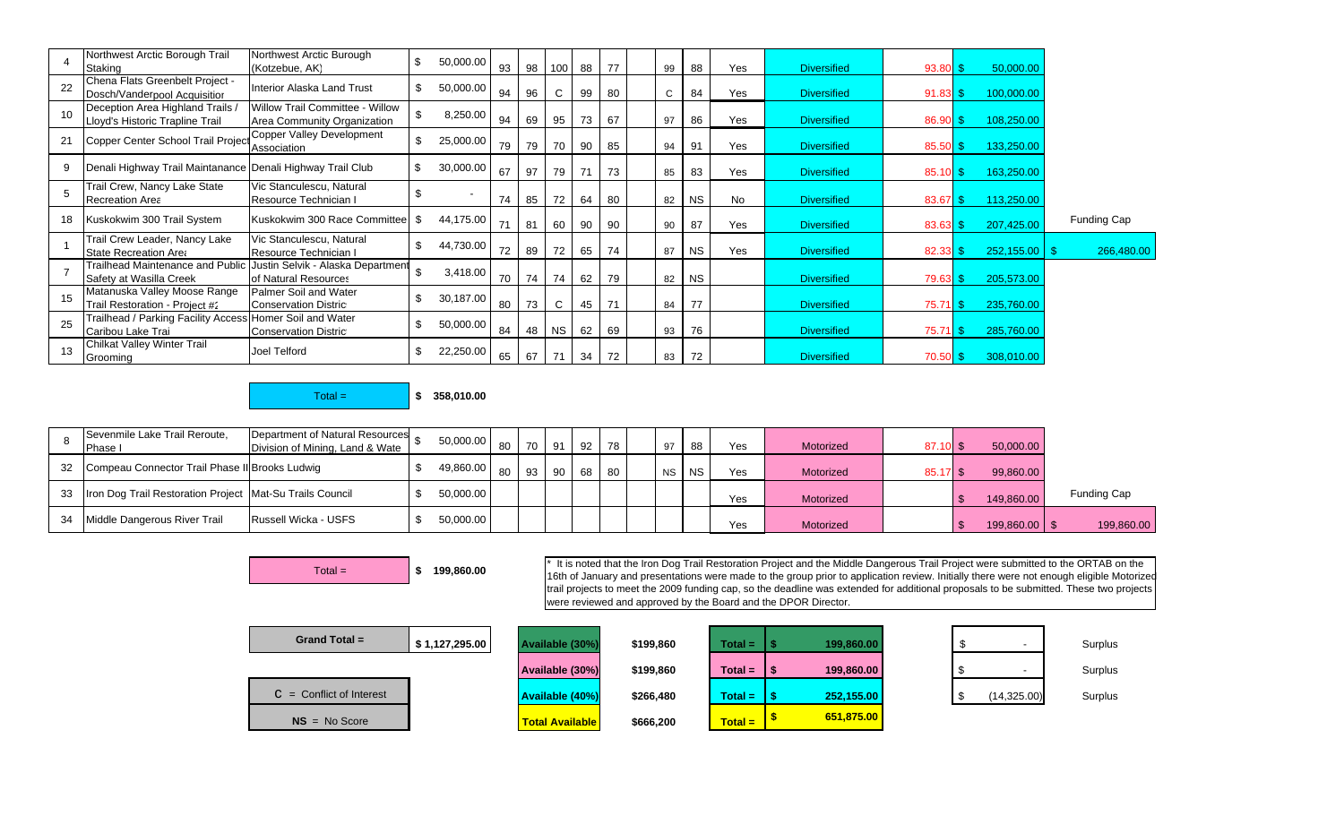| | | | | | | | | | | | | | | | | | |
|---|---|---|---|---|---|---|---|---|---|---|---|---|---|---|---|---|---|
| 4 | Northwest Arctic Borough Trail Staking | Northwest Arctic Burough (Kotzebue, AK) | $ 50,000.00 | 93 | 98 | 100 | 88 | 77 | | 99 | 88 | Yes | Diversified | 93.80 | $ 50,000.00 | | |
| 22 | Chena Flats Greenbelt Project - Dosch/Vanderpool Acquisitior | Interior Alaska Land Trust | $ 50,000.00 | 94 | 96 | C | 99 | 80 | | C | 84 | Yes | Diversified | 91.83 | $ 100,000.00 | | |
| 10 | Deception Area Highland Trails / Lloyd's Historic Trapline Trail | Willow Trail Committee - Willow Area Community Organization | $ 8,250.00 | 94 | 69 | 95 | 73 | 67 | | 97 | 86 | Yes | Diversified | 86.90 | $ 108,250.00 | | |
| 21 | Copper Center School Trail Project | Copper Valley Development Association | $ 25,000.00 | 79 | 79 | 70 | 90 | 85 | | 94 | 91 | Yes | Diversified | 85.50 | $ 133,250.00 | | |
| 9 | Denali Highway Trail Maintanance | Denali Highway Trail Club | $ 30,000.00 | 67 | 97 | 79 | 71 | 73 | | 85 | 83 | Yes | Diversified | 85.10 | $ 163,250.00 | | |
| 5 | Trail Crew, Nancy Lake State Recreation Area | Vic Stanculescu, Natural Resource Technician I | $ - | 74 | 85 | 72 | 64 | 80 | | 82 | NS | No | Diversified | 83.67 | $ 113,250.00 | | |
| 18 | Kuskokwim 300 Trail System | Kuskokwim 300 Race Committee | $ 44,175.00 | 71 | 81 | 60 | 90 | 90 | | 90 | 87 | Yes | Diversified | 83.63 | $ 207,425.00 | Funding Cap | |
| 1 | Trail Crew Leader, Nancy Lake State Recreation Area | Vic Stanculescu, Natural Resource Technician I | $ 44,730.00 | 72 | 89 | 72 | 65 | 74 | | 87 | NS | Yes | Diversified | 82.33 | $ 252,155.00 | $ 266,480.00 | |
| 7 | Trailhead Maintenance and Public Safety at Wasilla Creek | Justin Selvik - Alaska Department of Natural Resources | $ 3,418.00 | 70 | 74 | 74 | 62 | 79 | | 82 | NS | | Diversified | 79.63 | $ 205,573.00 | | |
| 15 | Matanuska Valley Moose Range Trail Restoration - Project #2 | Palmer Soil and Water Conservation District | $ 30,187.00 | 80 | 73 | C | 45 | 71 | | 84 | 77 | | Diversified | 75.71 | $ 235,760.00 | | |
| 25 | Trailhead / Parking Facility Access Caribou Lake Trail | Homer Soil and Water Conservation District | $ 50,000.00 | 84 | 48 | NS | 62 | 69 | | 93 | 76 | | Diversified | 75.71 | $ 285,760.00 | | |
| 13 | Chilkat Valley Winter Trail Grooming | Joel Telford | $ 22,250.00 | 65 | 67 | 71 | 34 | 72 | | 83 | 72 | | Diversified | 70.50 | $ 308,010.00 | | |

Total = $ 358,010.00

| | | | | | | | | | | | | | | | | | |
|---|---|---|---|---|---|---|---|---|---|---|---|---|---|---|---|---|---|
| 8 | Sevenmile Lake Trail Reroute, Phase I | Department of Natural Resources Division of Mining, Land & Water | $ 50,000.00 | 80 | 70 | 91 | 92 | 78 | | 97 | 88 | Yes | Motorized | 87.10 | $ 50,000.00 | | |
| 32 | Compeau Connector Trail Phase II | Brooks Ludwig | $ 49,860.00 | 80 | 93 | 90 | 68 | 80 | | NS | NS | Yes | Motorized | 85.17 | $ 99,860.00 | | |
| 33 | Iron Dog Trail Restoration Project | Mat-Su Trails Council | $ 50,000.00 | | | | | | | | | Yes | Motorized | | $ 149,860.00 | Funding Cap | |
| 34 | Middle Dangerous River Trail | Russell Wicka - USFS | $ 50,000.00 | | | | | | | | | Yes | Motorized | | $ 199,860.00 | $ 199,860.00 | |

Total = $ 199,860.00

* It is noted that the Iron Dog Trail Restoration Project and the Middle Dangerous Trail Project were submitted to the ORTAB on the 16th of January and presentations were made to the group prior to application review. Initially there were not enough eligible Motorized trail projects to meet the 2009 funding cap, so the deadline was extended for additional proposals to be submitted. These two projects were reviewed and approved by the Board and the DPOR Director.

| | | | | | | | |
|---|---|---|---|---|---|---|---|
| Grand Total = | $ 1,127,295.00 | Available (30%) | $199,860 | Total = | $ 199,860.00 | $ - | Surplus |
| | | Available (30%) | $199,860 | Total = | $ 199,860.00 | $ - | Surplus |
| C = Conflict of Interest | | Available (40%) | $266,480 | Total = | $ 252,155.00 | $ (14,325.00) | Surplus |
| NS = No Score | | Total Available | $666,200 | Total = | $ 651,875.00 | | |